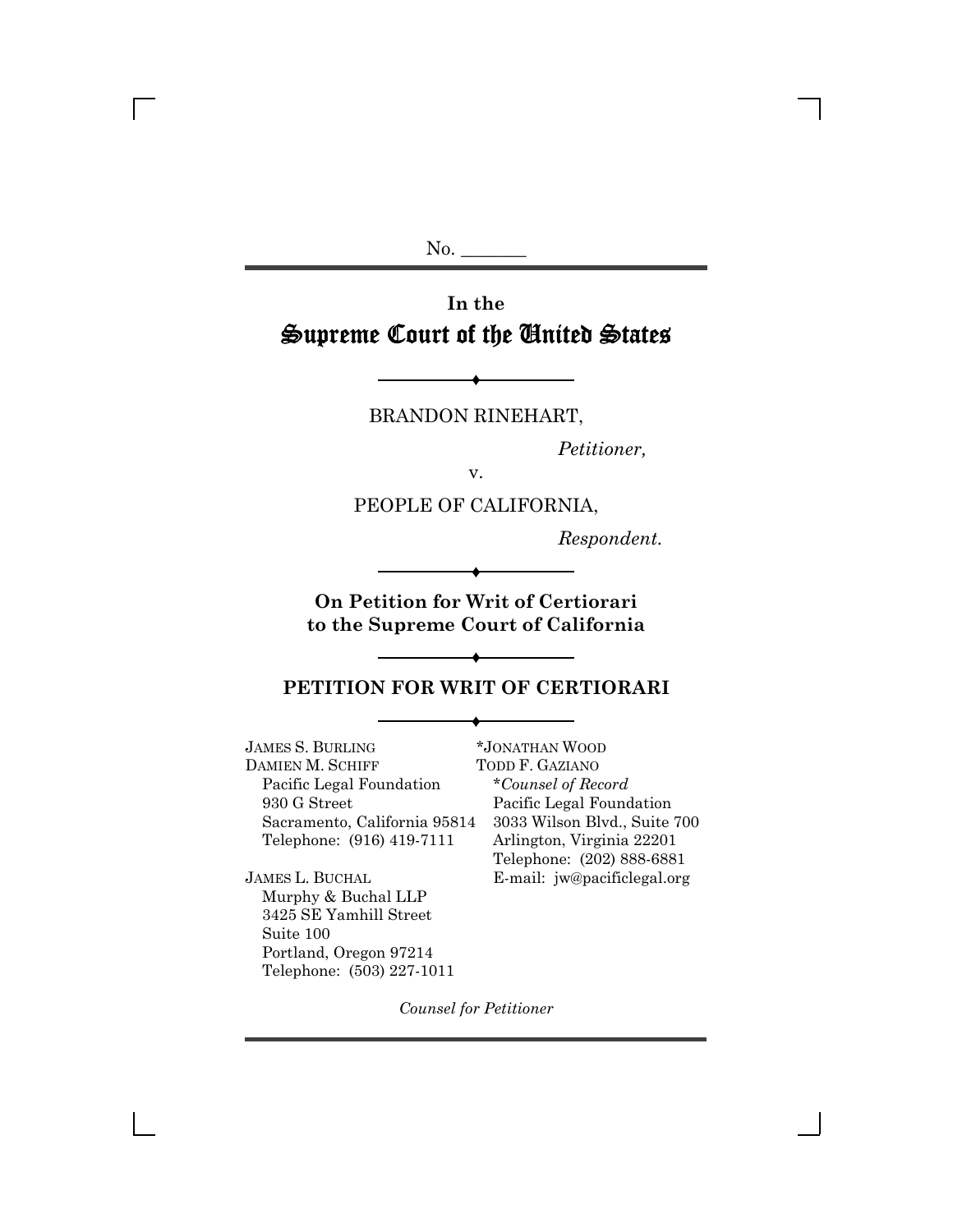No. _______

# In the
# Supreme Court of the United States

BRANDON RINEHART,

*Petitioner,*

v.

PEOPLE OF CALIFORNIA,

*Respondent.*

**On Petition for Writ of Certiorari to the Supreme Court of California**

## PETITION FOR WRIT OF CERTIORARI

JAMES S. BURLING
DAMIEN M. SCHIFF
Pacific Legal Foundation
930 G Street
Sacramento, California 95814
Telephone: (916) 419-7111

JAMES L. BUCHAL
Murphy & Buchal LLP
3425 SE Yamhill Street
Suite 100
Portland, Oregon 97214
Telephone: (503) 227-1011

*JONATHAN WOOD
TODD F. GAZIANO
**Counsel of Record*
Pacific Legal Foundation
3033 Wilson Blvd., Suite 700
Arlington, Virginia 22201
Telephone: (202) 888-6881
E-mail: jw@pacificlegal.org

*Counsel for Petitioner*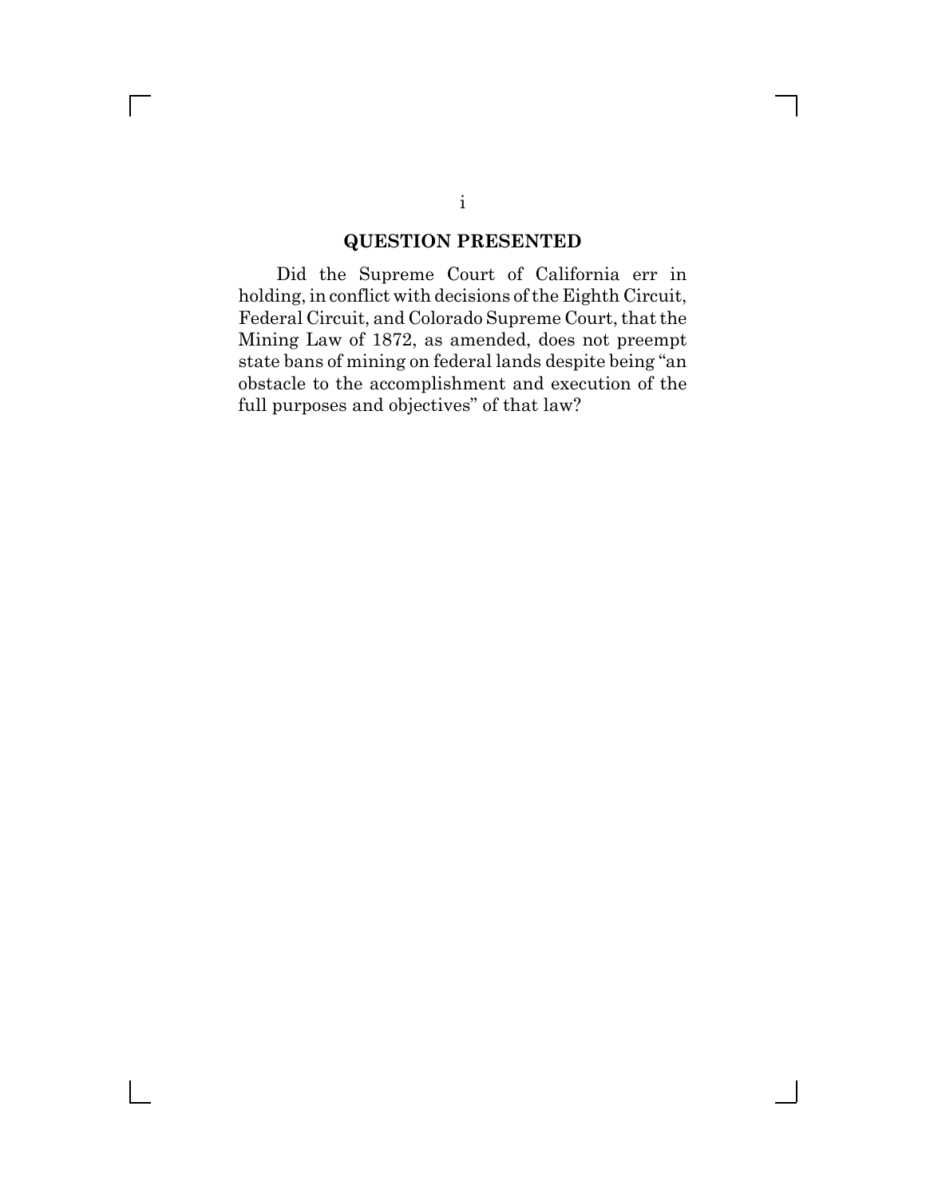## QUESTION PRESENTED

Did the Supreme Court of California err in holding, in conflict with decisions of the Eighth Circuit, Federal Circuit, and Colorado Supreme Court, that the Mining Law of 1872, as amended, does not preempt state bans of mining on federal lands despite being "an obstacle to the accomplishment and execution of the full purposes and objectives" of that law?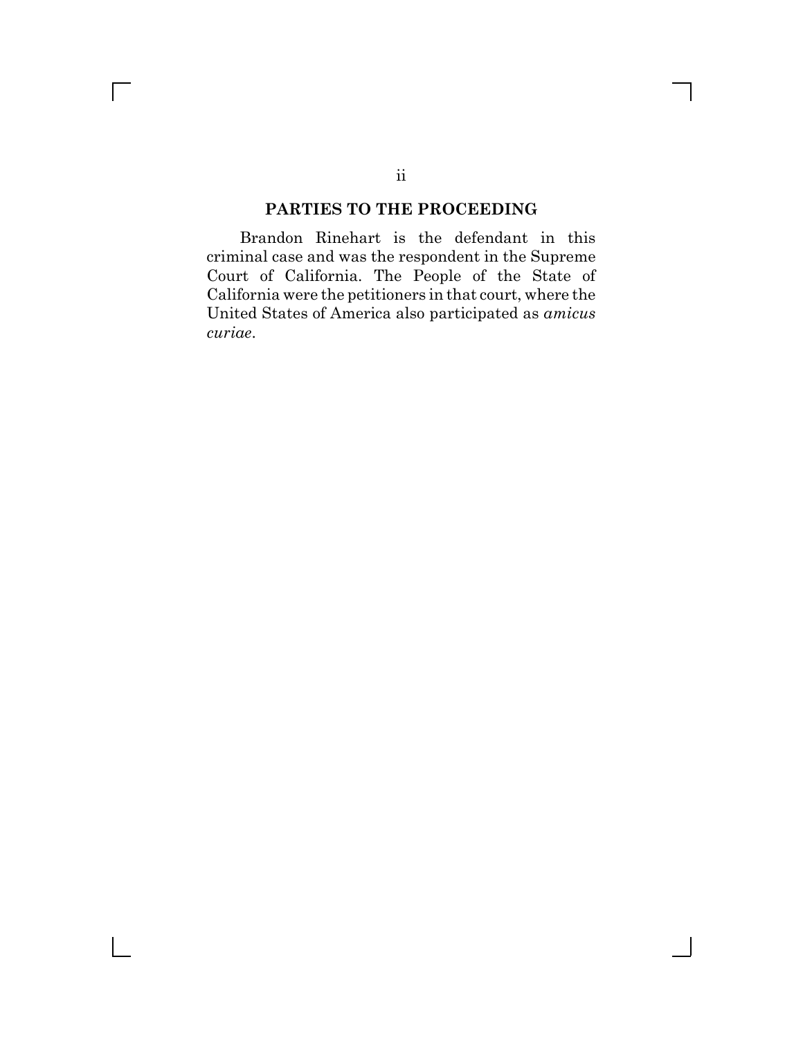## PARTIES TO THE PROCEEDING

Brandon Rinehart is the defendant in this criminal case and was the respondent in the Supreme Court of California. The People of the State of California were the petitioners in that court, where the United States of America also participated as *amicus curiae*.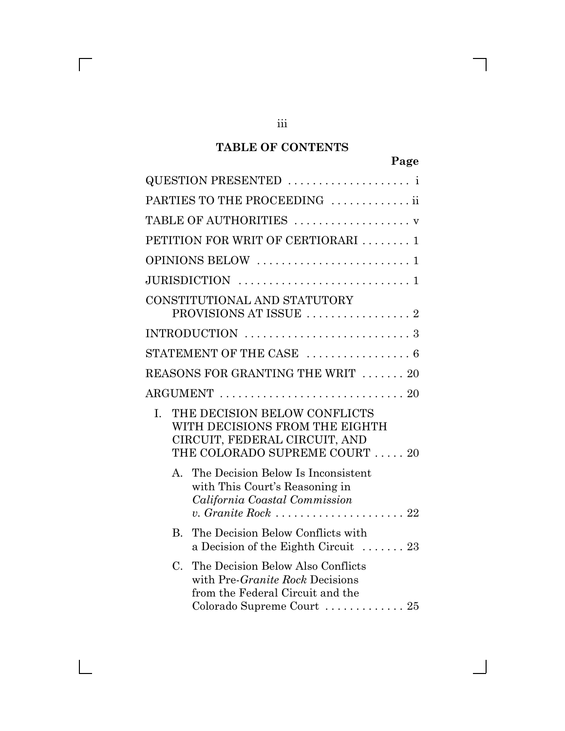## TABLE OF CONTENTS

| | Page |
|---|---|
| QUESTION PRESENTED | i |
| PARTIES TO THE PROCEEDING | ii |
| TABLE OF AUTHORITIES | v |
| PETITION FOR WRIT OF CERTIORARI | 1 |
| OPINIONS BELOW | 1 |
| JURISDICTION | 1 |
| CONSTITUTIONAL AND STATUTORY PROVISIONS AT ISSUE | 2 |
| INTRODUCTION | 3 |
| STATEMENT OF THE CASE | 6 |
| REASONS FOR GRANTING THE WRIT | 20 |
| ARGUMENT | 20 |
| I. THE DECISION BELOW CONFLICTS WITH DECISIONS FROM THE EIGHTH CIRCUIT, FEDERAL CIRCUIT, AND THE COLORADO SUPREME COURT | 20 |
| A. The Decision Below Is Inconsistent with This Court's Reasoning in *California Coastal Commission v. Granite Rock* | 22 |
| B. The Decision Below Conflicts with a Decision of the Eighth Circuit | 23 |
| C. The Decision Below Also Conflicts with Pre-*Granite Rock* Decisions from the Federal Circuit and the Colorado Supreme Court | 25 |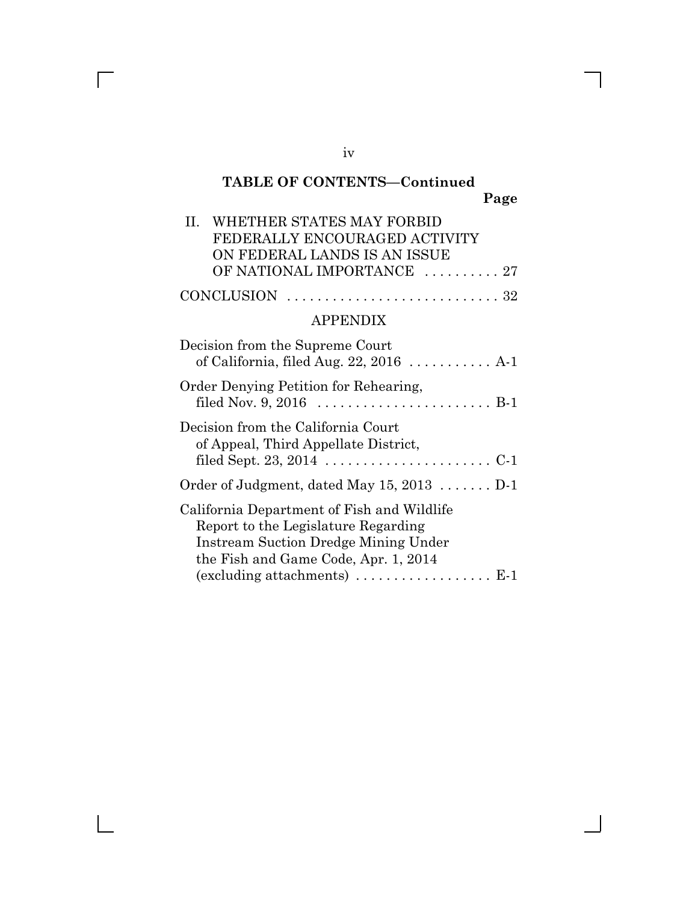**TABLE OF CONTENTS—Continued**

**Page**

II. WHETHER STATES MAY FORBID FEDERALLY ENCOURAGED ACTIVITY ON FEDERAL LANDS IS AN ISSUE OF NATIONAL IMPORTANCE .......... 27

CONCLUSION ............................ 32

APPENDIX

Decision from the Supreme Court of California, filed Aug. 22, 2016 ........... A-1

Order Denying Petition for Rehearing, filed Nov. 9, 2016 ....................... B-1

Decision from the California Court of Appeal, Third Appellate District, filed Sept. 23, 2014 ...................... C-1

Order of Judgment, dated May 15, 2013 ....... D-1

California Department of Fish and Wildlife Report to the Legislature Regarding Instream Suction Dredge Mining Under the Fish and Game Code, Apr. 1, 2014 (excluding attachments) .................. E-1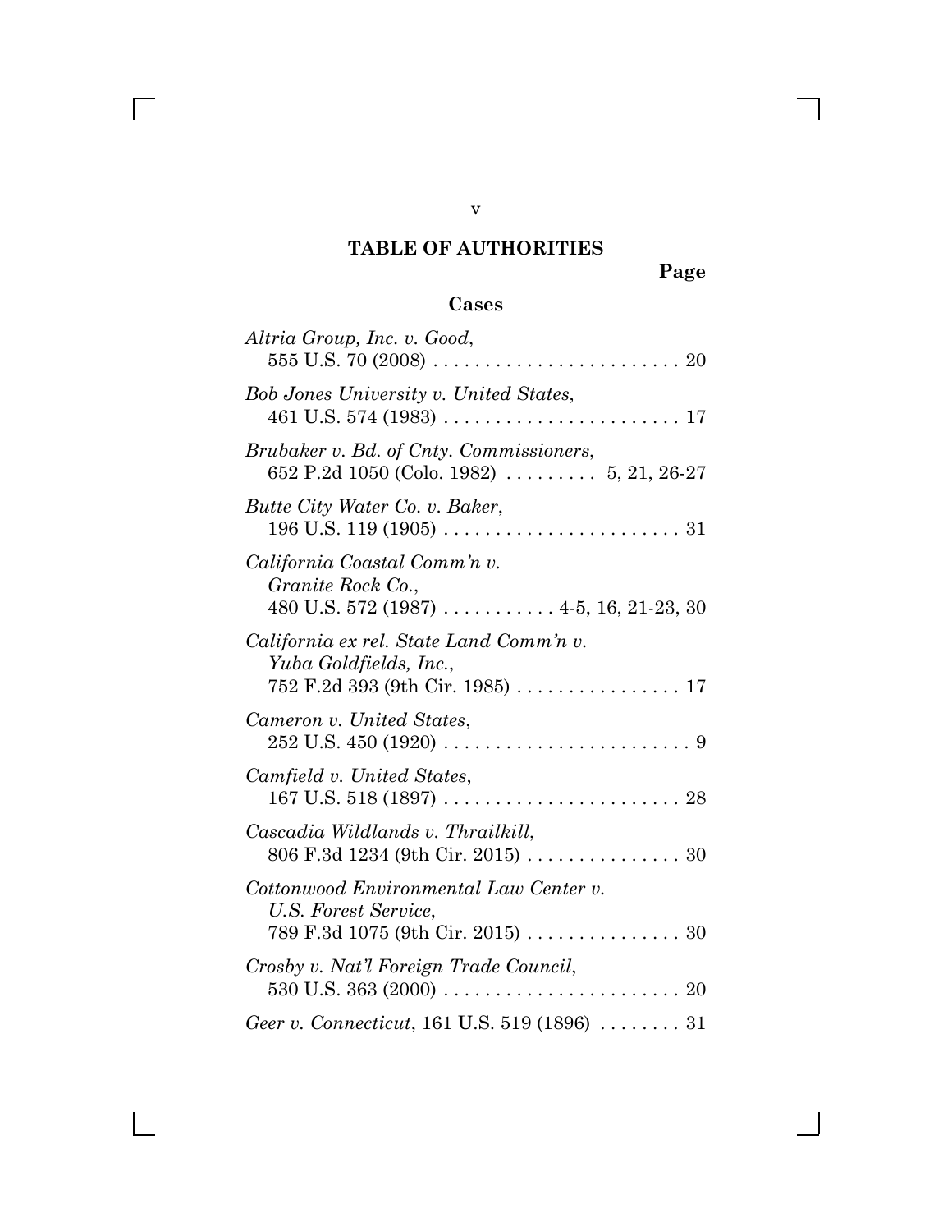## TABLE OF AUTHORITIES

**Page**

### Cases

*Altria Group, Inc. v. Good*, 555 U.S. 70 (2008) . . . . . . . . . . . . . . . . . . . . . . . . 20

*Bob Jones University v. United States*, 461 U.S. 574 (1983) . . . . . . . . . . . . . . . . . . . . . . . 17

*Brubaker v. Bd. of Cnty. Commissioners*, 652 P.2d 1050 (Colo. 1982) . . . . . . . . . 5, 21, 26-27

*Butte City Water Co. v. Baker*, 196 U.S. 119 (1905) . . . . . . . . . . . . . . . . . . . . . . . 31

*California Coastal Comm'n v. Granite Rock Co.*, 480 U.S. 572 (1987) . . . . . . . . . . . 4-5, 16, 21-23, 30

*California ex rel. State Land Comm'n v. Yuba Goldfields, Inc.*, 752 F.2d 393 (9th Cir. 1985) . . . . . . . . . . . . . . . . 17

*Cameron v. United States*, 252 U.S. 450 (1920) . . . . . . . . . . . . . . . . . . . . . . . . 9

*Camfield v. United States*, 167 U.S. 518 (1897) . . . . . . . . . . . . . . . . . . . . . . . 28

*Cascadia Wildlands v. Thrailkill*, 806 F.3d 1234 (9th Cir. 2015) . . . . . . . . . . . . . . . 30

*Cottonwood Environmental Law Center v. U.S. Forest Service*, 789 F.3d 1075 (9th Cir. 2015) . . . . . . . . . . . . . . . 30

*Crosby v. Nat'l Foreign Trade Council*, 530 U.S. 363 (2000) . . . . . . . . . . . . . . . . . . . . . . . 20

*Geer v. Connecticut*, 161 U.S. 519 (1896) . . . . . . . . 31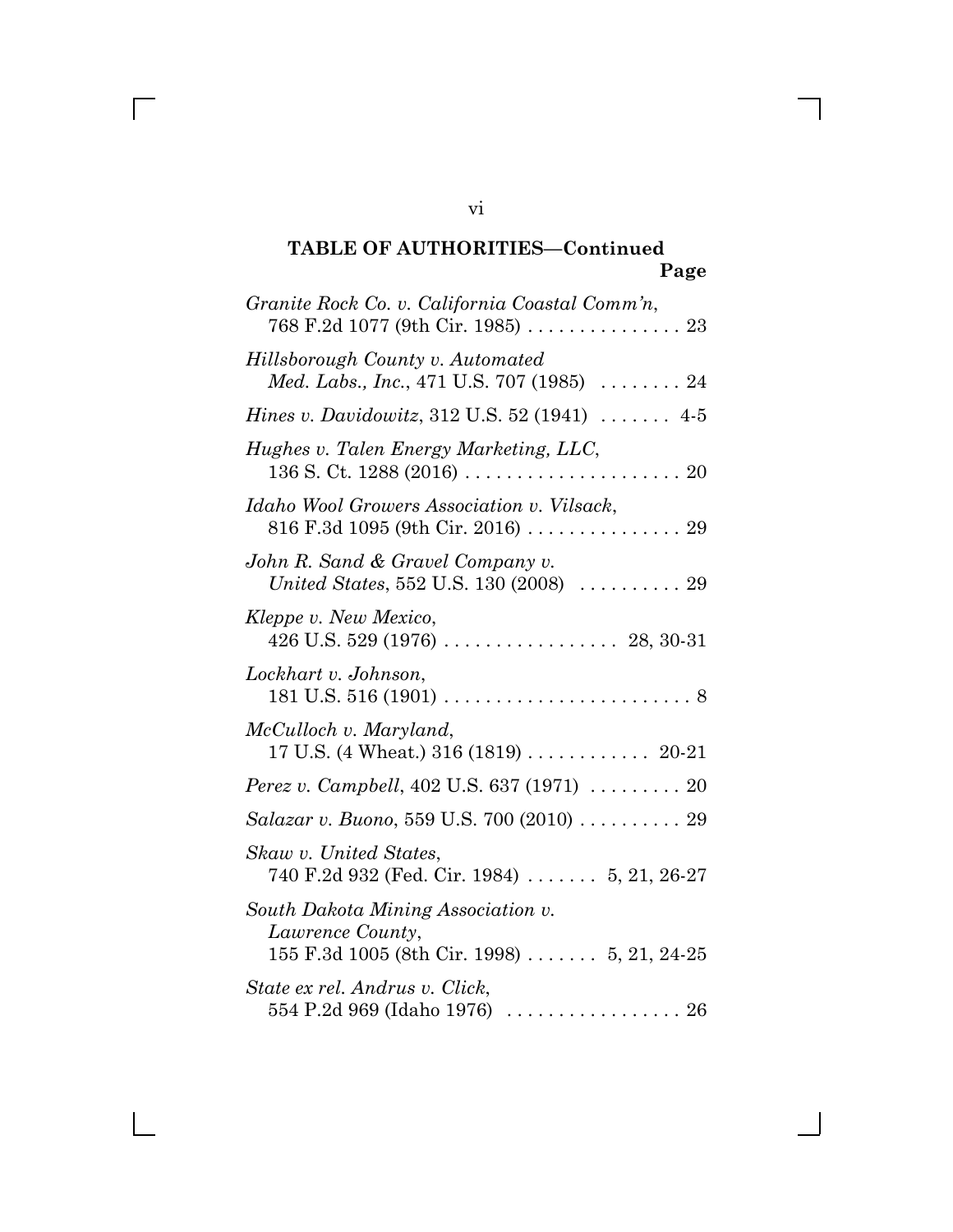**TABLE OF AUTHORITIES—Continued**

**Page**

*Granite Rock Co. v. California Coastal Comm'n*, 768 F.2d 1077 (9th Cir. 1985) . . . . . . . . . . . . . . . 23

*Hillsborough County v. Automated Med. Labs., Inc.*, 471 U.S. 707 (1985) . . . . . . . . 24

*Hines v. Davidowitz*, 312 U.S. 52 (1941) . . . . . . . 4-5

*Hughes v. Talen Energy Marketing, LLC*, 136 S. Ct. 1288 (2016) . . . . . . . . . . . . . . . . . . . . . 20

*Idaho Wool Growers Association v. Vilsack*, 816 F.3d 1095 (9th Cir. 2016) . . . . . . . . . . . . . . . 29

*John R. Sand & Gravel Company v. United States*, 552 U.S. 130 (2008) . . . . . . . . . . 29

*Kleppe v. New Mexico*, 426 U.S. 529 (1976) . . . . . . . . . . . . . . . . . 28, 30-31

*Lockhart v. Johnson*, 181 U.S. 516 (1901) . . . . . . . . . . . . . . . . . . . . . . . . 8

*McCulloch v. Maryland*, 17 U.S. (4 Wheat.) 316 (1819) . . . . . . . . . . . . 20-21

*Perez v. Campbell*, 402 U.S. 637 (1971) . . . . . . . . . 20

*Salazar v. Buono*, 559 U.S. 700 (2010) . . . . . . . . . . 29

*Skaw v. United States*, 740 F.2d 932 (Fed. Cir. 1984) . . . . . . . 5, 21, 26-27

*South Dakota Mining Association v. Lawrence County*, 155 F.3d 1005 (8th Cir. 1998) . . . . . . . 5, 21, 24-25

*State ex rel. Andrus v. Click*, 554 P.2d 969 (Idaho 1976) . . . . . . . . . . . . . . . . . 26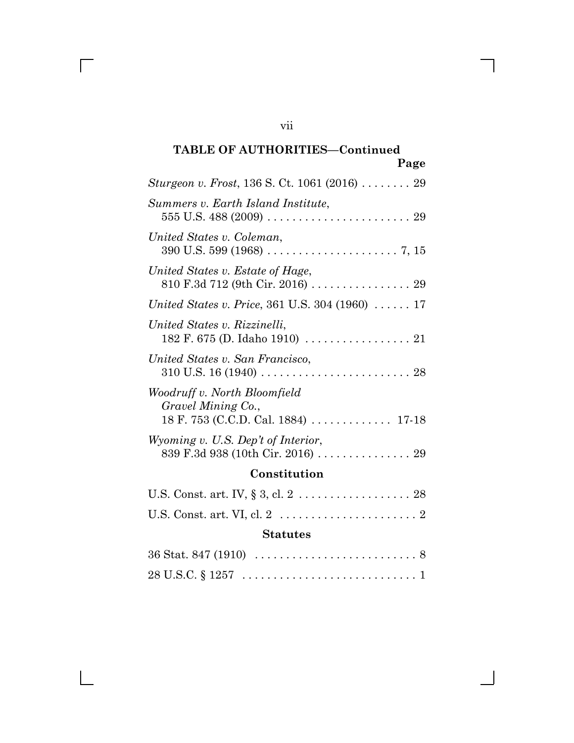**TABLE OF AUTHORITIES—Continued**

| | Page |
|---|---|
| *Sturgeon v. Frost*, 136 S. Ct. 1061 (2016) | 29 |
| *Summers v. Earth Island Institute*, 555 U.S. 488 (2009) | 29 |
| *United States v. Coleman*, 390 U.S. 599 (1968) | 7, 15 |
| *United States v. Estate of Hage*, 810 F.3d 712 (9th Cir. 2016) | 29 |
| *United States v. Price*, 361 U.S. 304 (1960) | 17 |
| *United States v. Rizzinelli*, 182 F. 675 (D. Idaho 1910) | 21 |
| *United States v. San Francisco*, 310 U.S. 16 (1940) | 28 |
| *Woodruff v. North Bloomfield Gravel Mining Co.*, 18 F. 753 (C.C.D. Cal. 1884) | 17-18 |
| *Wyoming v. U.S. Dep't of Interior*, 839 F.3d 938 (10th Cir. 2016) | 29 |

**Constitution**

| | |
|---|---|
| U.S. Const. art. IV, § 3, cl. 2 | 28 |
| U.S. Const. art. VI, cl. 2 | 2 |

**Statutes**

| | |
|---|---|
| 36 Stat. 847 (1910) | 8 |
| 28 U.S.C. § 1257 | 1 |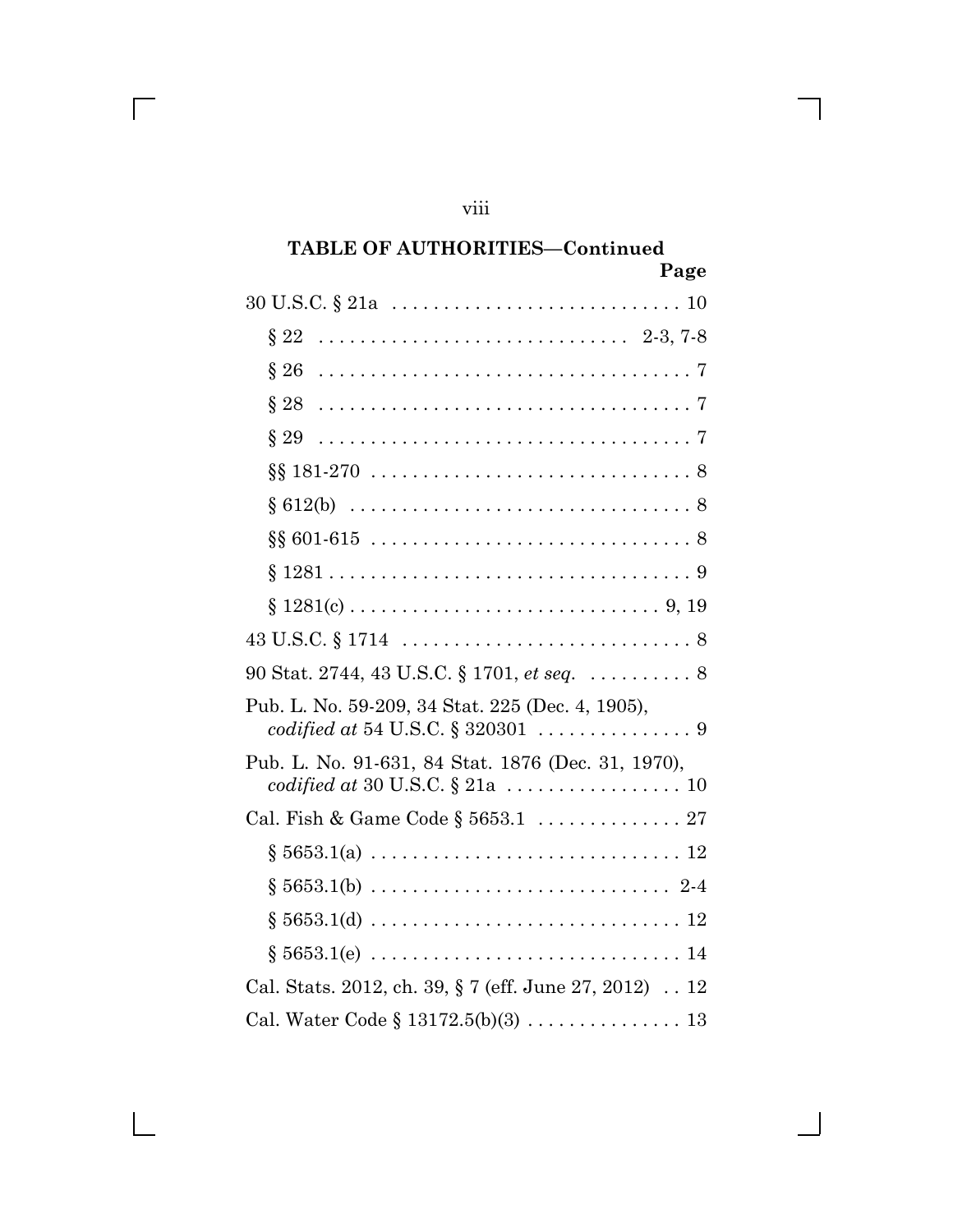## TABLE OF AUTHORITIES—Continued

| | Page |
|---|---|
| 30 U.S.C. § 21a | 10 |
| § 22 | 2-3, 7-8 |
| § 26 | 7 |
| § 28 | 7 |
| § 29 | 7 |
| §§ 181-270 | 8 |
| § 612(b) | 8 |
| §§ 601-615 | 8 |
| § 1281 | 9 |
| § 1281(c) | 9, 19 |
| 43 U.S.C. § 1714 | 8 |
| 90 Stat. 2744, 43 U.S.C. § 1701, *et seq.* | 8 |
| Pub. L. No. 59-209, 34 Stat. 225 (Dec. 4, 1905), *codified at* 54 U.S.C. § 320301 | 9 |
| Pub. L. No. 91-631, 84 Stat. 1876 (Dec. 31, 1970), *codified at* 30 U.S.C. § 21a | 10 |
| Cal. Fish & Game Code § 5653.1 | 27 |
| § 5653.1(a) | 12 |
| § 5653.1(b) | 2-4 |
| § 5653.1(d) | 12 |
| § 5653.1(e) | 14 |
| Cal. Stats. 2012, ch. 39, § 7 (eff. June 27, 2012) | 12 |
| Cal. Water Code § 13172.5(b)(3) | 13 |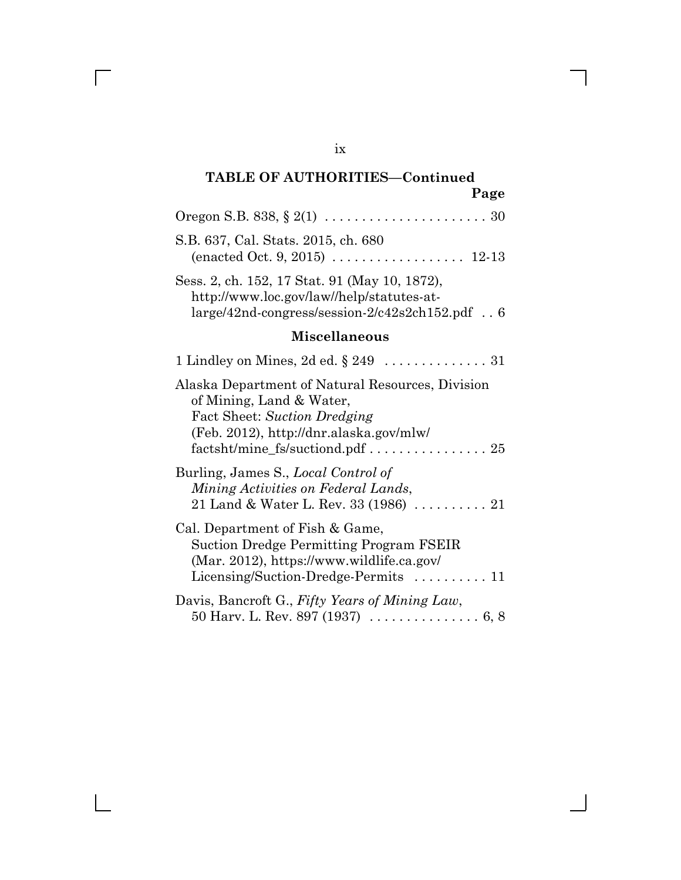**TABLE OF AUTHORITIES—Continued**

**Page**

Oregon S.B. 838, § 2(1) . . . . . . . . . . . . . . . . . . . . . . 30

S.B. 637, Cal. Stats. 2015, ch. 680 (enacted Oct. 9, 2015) . . . . . . . . . . . . . . . . . . 12-13

Sess. 2, ch. 152, 17 Stat. 91 (May 10, 1872), http://www.loc.gov/law//help/statutes-at-large/42nd-congress/session-2/c42s2ch152.pdf . . 6

## Miscellaneous

1 Lindley on Mines, 2d ed. § 249 . . . . . . . . . . . . . . 31

Alaska Department of Natural Resources, Division of Mining, Land & Water, Fact Sheet: *Suction Dredging* (Feb. 2012), http://dnr.alaska.gov/mlw/factsht/mine_fs/suctiond.pdf . . . . . . . . . . . . . . . . 25

Burling, James S., *Local Control of Mining Activities on Federal Lands*, 21 Land & Water L. Rev. 33 (1986) . . . . . . . . . . 21

Cal. Department of Fish & Game, Suction Dredge Permitting Program FSEIR (Mar. 2012), https://www.wildlife.ca.gov/Licensing/Suction-Dredge-Permits . . . . . . . . . . 11

Davis, Bancroft G., *Fifty Years of Mining Law*, 50 Harv. L. Rev. 897 (1937) . . . . . . . . . . . . . . . 6, 8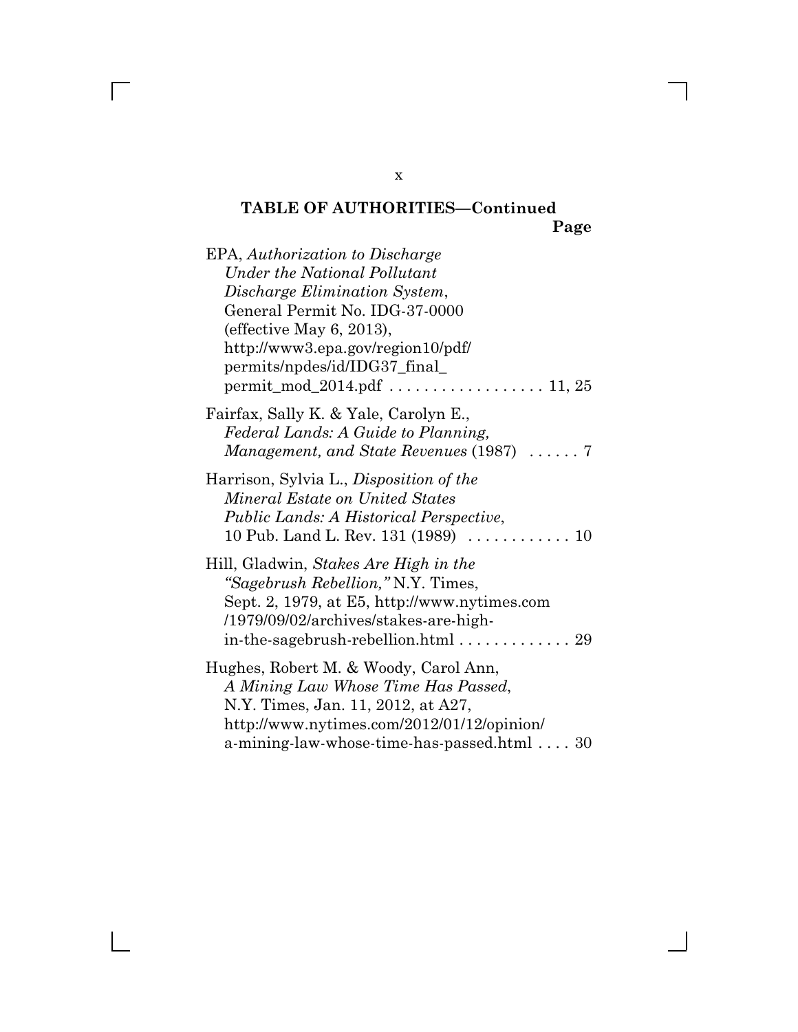**TABLE OF AUTHORITIES—Continued**

**Page**

EPA, *Authorization to Discharge Under the National Pollutant Discharge Elimination System*, General Permit No. IDG-37-0000 (effective May 6, 2013), http://www3.epa.gov/region10/pdf/permits/npdes/id/IDG37_final_permit_mod_2014.pdf . . . . . . . . . . . . . . . . . . 11, 25

Fairfax, Sally K. & Yale, Carolyn E., *Federal Lands: A Guide to Planning, Management, and State Revenues* (1987) . . . . . . 7

Harrison, Sylvia L., *Disposition of the Mineral Estate on United States Public Lands: A Historical Perspective*, 10 Pub. Land L. Rev. 131 (1989) . . . . . . . . . . . . 10

Hill, Gladwin, *Stakes Are High in the "Sagebrush Rebellion,"* N.Y. Times, Sept. 2, 1979, at E5, http://www.nytimes.com/1979/09/02/archives/stakes-are-high-in-the-sagebrush-rebellion.html . . . . . . . . . . . . . 29

Hughes, Robert M. & Woody, Carol Ann, *A Mining Law Whose Time Has Passed*, N.Y. Times, Jan. 11, 2012, at A27, http://www.nytimes.com/2012/01/12/opinion/a-mining-law-whose-time-has-passed.html . . . . 30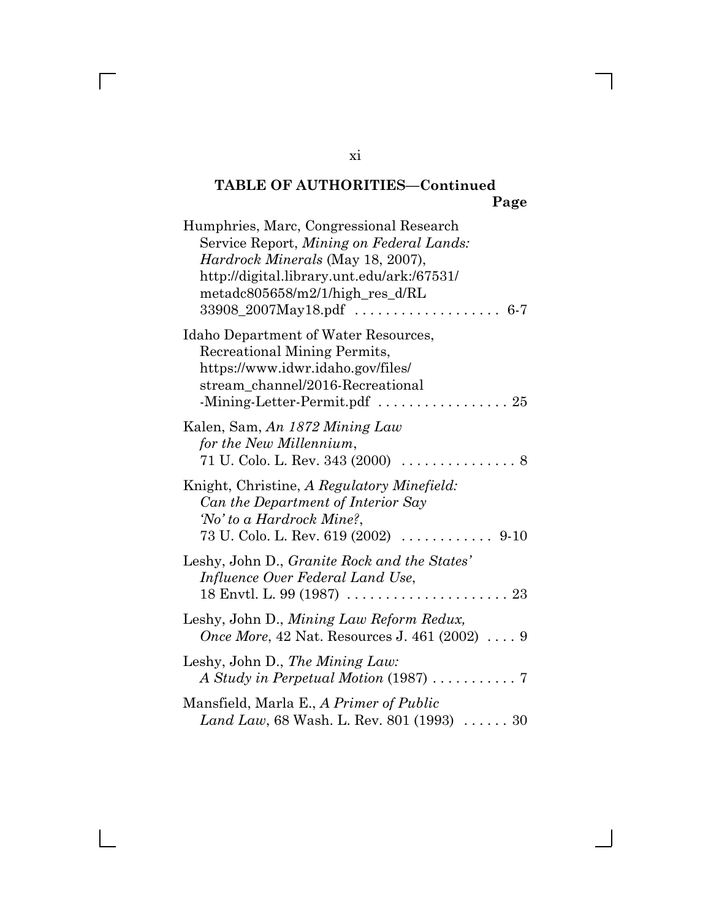**TABLE OF AUTHORITIES—Continued**

**Page**

Humphries, Marc, Congressional Research Service Report, *Mining on Federal Lands: Hardrock Minerals* (May 18, 2007), http://digital.library.unt.edu/ark:/67531/metadc805658/m2/1/high_res_d/RL33908_2007May18.pdf . . . . . . . . . . . . . . . . . . . 6-7

Idaho Department of Water Resources, Recreational Mining Permits, https://www.idwr.idaho.gov/files/stream_channel/2016-Recreational-Mining-Letter-Permit.pdf . . . . . . . . . . . . . . . . . 25

Kalen, Sam, *An 1872 Mining Law for the New Millennium*, 71 U. Colo. L. Rev. 343 (2000) . . . . . . . . . . . . . . . 8

Knight, Christine, *A Regulatory Minefield: Can the Department of Interior Say 'No' to a Hardrock Mine?*, 73 U. Colo. L. Rev. 619 (2002) . . . . . . . . . . . . 9-10

Leshy, John D., *Granite Rock and the States' Influence Over Federal Land Use*, 18 Envtl. L. 99 (1987) . . . . . . . . . . . . . . . . . . . . . 23

Leshy, John D., *Mining Law Reform Redux, Once More*, 42 Nat. Resources J. 461 (2002) . . . . 9

Leshy, John D., *The Mining Law: A Study in Perpetual Motion* (1987) . . . . . . . . . . . 7

Mansfield, Marla E., *A Primer of Public Land Law*, 68 Wash. L. Rev. 801 (1993) . . . . . . 30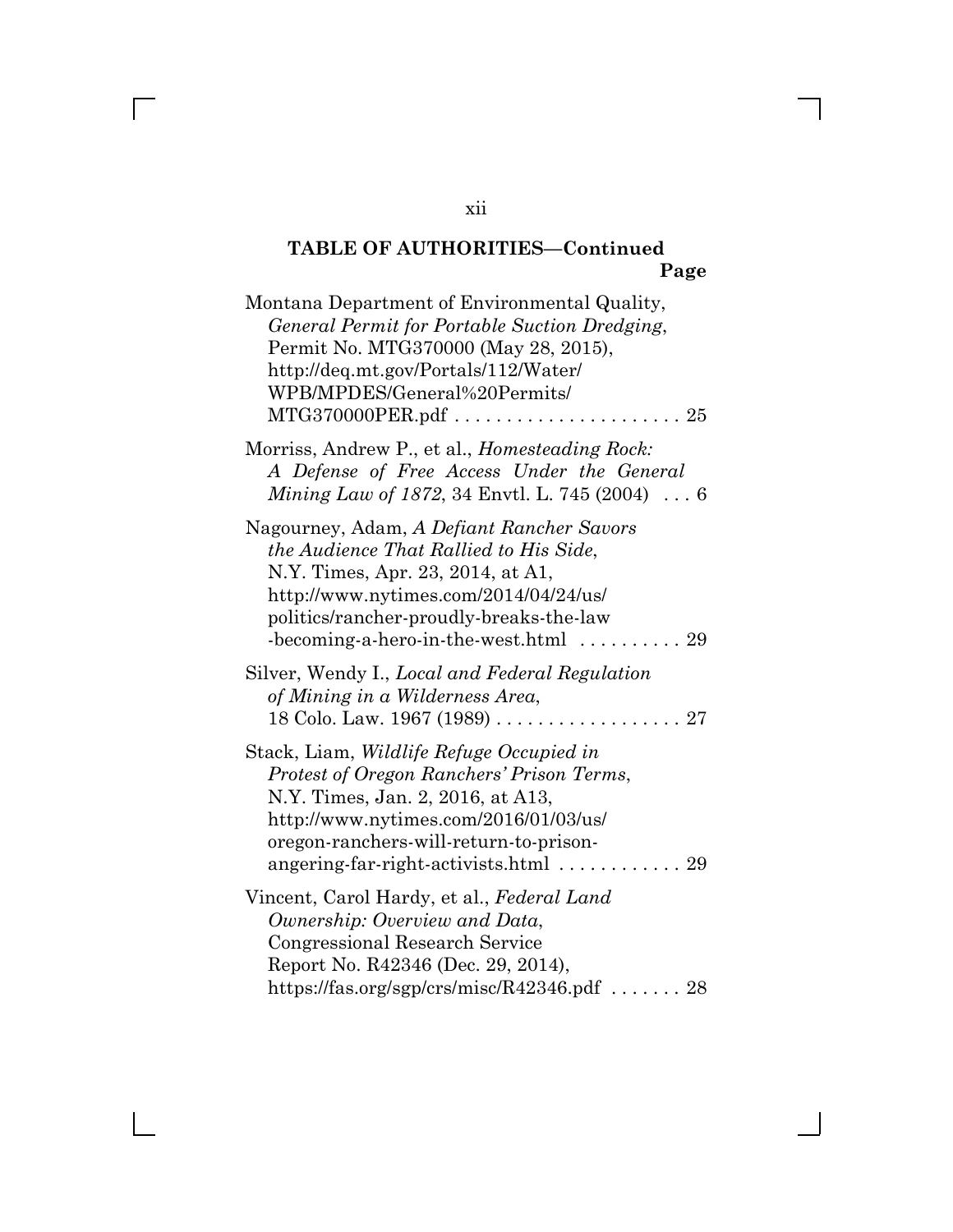**TABLE OF AUTHORITIES—Continued**

**Page**

Montana Department of Environmental Quality, *General Permit for Portable Suction Dredging*, Permit No. MTG370000 (May 28, 2015), http://deq.mt.gov/Portals/112/Water/WPB/MPDES/General%20Permits/MTG370000PER.pdf . . . . . . . . . . . . . . . . . . . . . . 25

Morriss, Andrew P., et al., *Homesteading Rock: A Defense of Free Access Under the General Mining Law of 1872*, 34 Envtl. L. 745 (2004) . . . 6

Nagourney, Adam, *A Defiant Rancher Savors the Audience That Rallied to His Side*, N.Y. Times, Apr. 23, 2014, at A1, http://www.nytimes.com/2014/04/24/us/politics/rancher-proudly-breaks-the-law-becoming-a-hero-in-the-west.html . . . . . . . . . . 29

Silver, Wendy I., *Local and Federal Regulation of Mining in a Wilderness Area*, 18 Colo. Law. 1967 (1989) . . . . . . . . . . . . . . . . . . 27

Stack, Liam, *Wildlife Refuge Occupied in Protest of Oregon Ranchers' Prison Terms*, N.Y. Times, Jan. 2, 2016, at A13, http://www.nytimes.com/2016/01/03/us/oregon-ranchers-will-return-to-prison-angering-far-right-activists.html . . . . . . . . . . . . 29

Vincent, Carol Hardy, et al., *Federal Land Ownership: Overview and Data*, Congressional Research Service Report No. R42346 (Dec. 29, 2014), https://fas.org/sgp/crs/misc/R42346.pdf . . . . . . . 28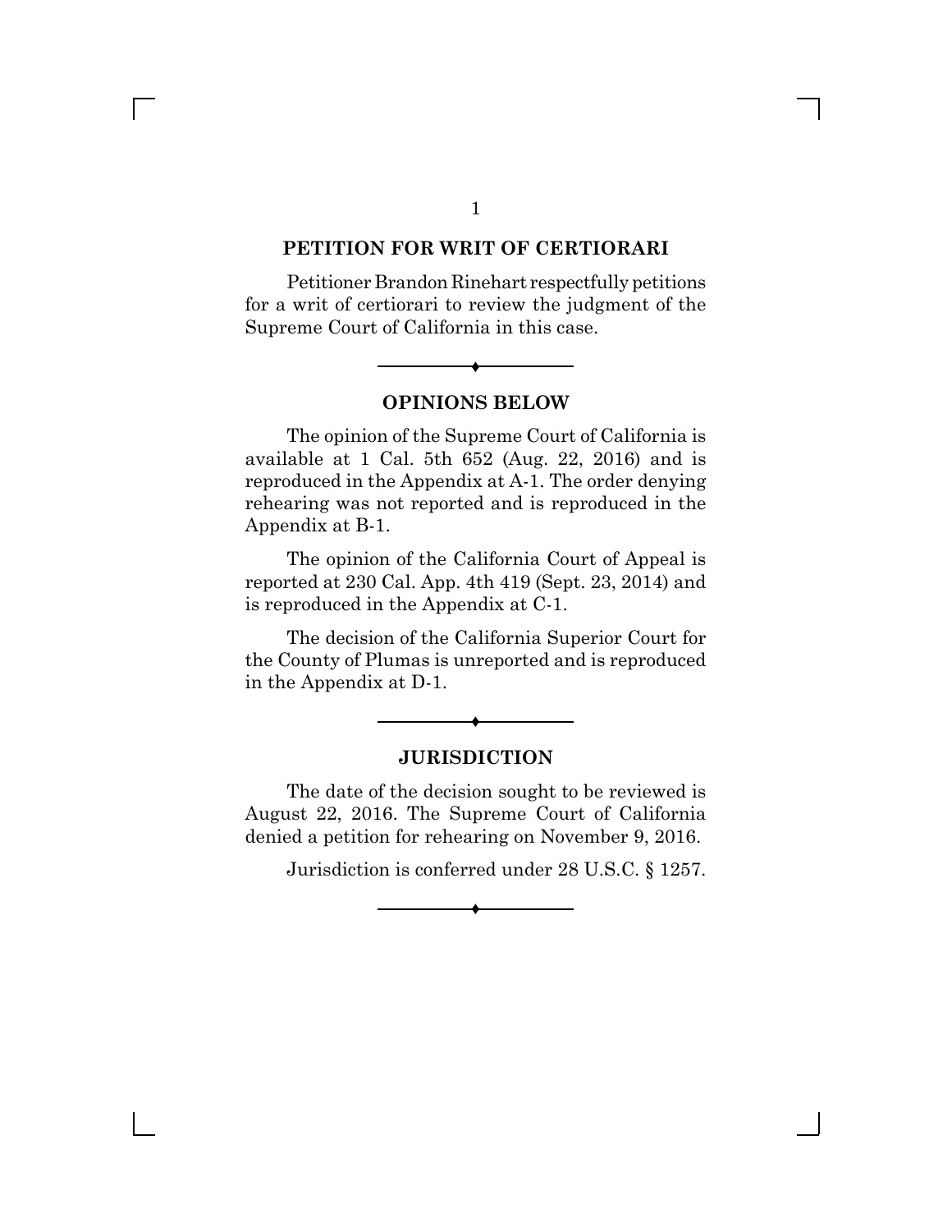## PETITION FOR WRIT OF CERTIORARI

Petitioner Brandon Rinehart respectfully petitions for a writ of certiorari to review the judgment of the Supreme Court of California in this case.

## OPINIONS BELOW

The opinion of the Supreme Court of California is available at 1 Cal. 5th 652 (Aug. 22, 2016) and is reproduced in the Appendix at A-1. The order denying rehearing was not reported and is reproduced in the Appendix at B-1.

The opinion of the California Court of Appeal is reported at 230 Cal. App. 4th 419 (Sept. 23, 2014) and is reproduced in the Appendix at C-1.

The decision of the California Superior Court for the County of Plumas is unreported and is reproduced in the Appendix at D-1.

## JURISDICTION

The date of the decision sought to be reviewed is August 22, 2016. The Supreme Court of California denied a petition for rehearing on November 9, 2016.

Jurisdiction is conferred under 28 U.S.C. § 1257.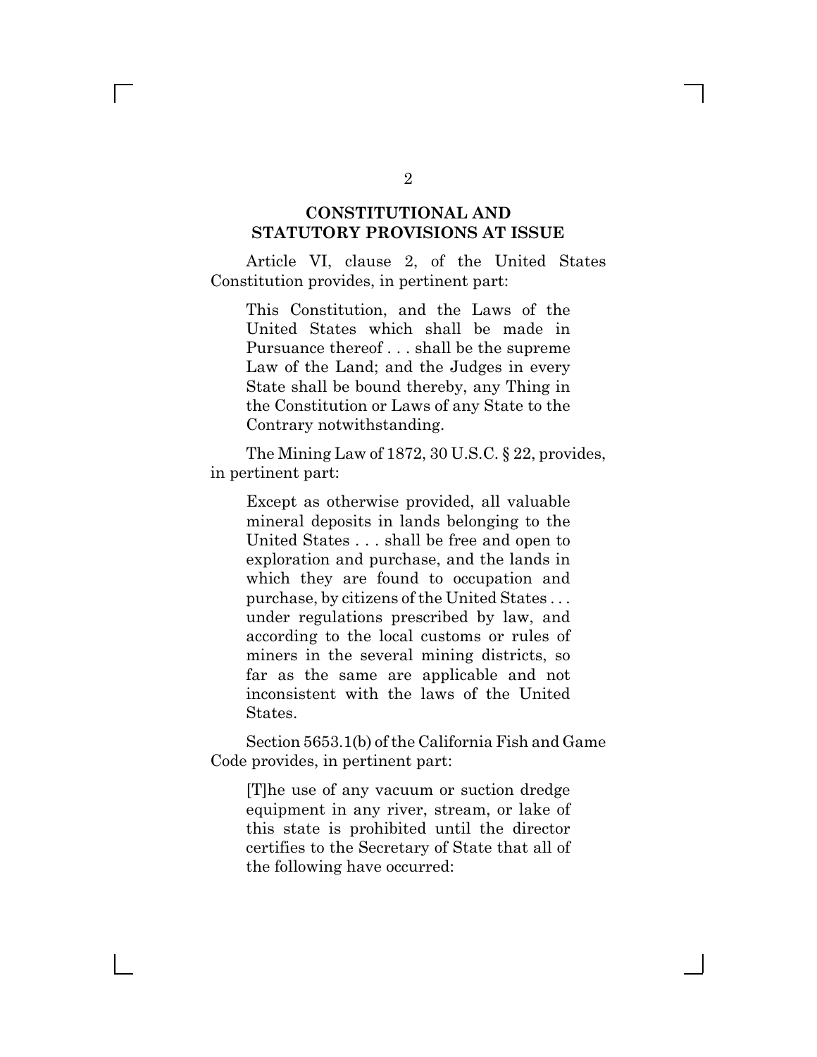## CONSTITUTIONAL AND STATUTORY PROVISIONS AT ISSUE

Article VI, clause 2, of the United States Constitution provides, in pertinent part:

> This Constitution, and the Laws of the United States which shall be made in Pursuance thereof . . . shall be the supreme Law of the Land; and the Judges in every State shall be bound thereby, any Thing in the Constitution or Laws of any State to the Contrary notwithstanding.

The Mining Law of 1872, 30 U.S.C. § 22, provides, in pertinent part:

> Except as otherwise provided, all valuable mineral deposits in lands belonging to the United States . . . shall be free and open to exploration and purchase, and the lands in which they are found to occupation and purchase, by citizens of the United States . . . under regulations prescribed by law, and according to the local customs or rules of miners in the several mining districts, so far as the same are applicable and not inconsistent with the laws of the United States.

Section 5653.1(b) of the California Fish and Game Code provides, in pertinent part:

> [T]he use of any vacuum or suction dredge equipment in any river, stream, or lake of this state is prohibited until the director certifies to the Secretary of State that all of the following have occurred: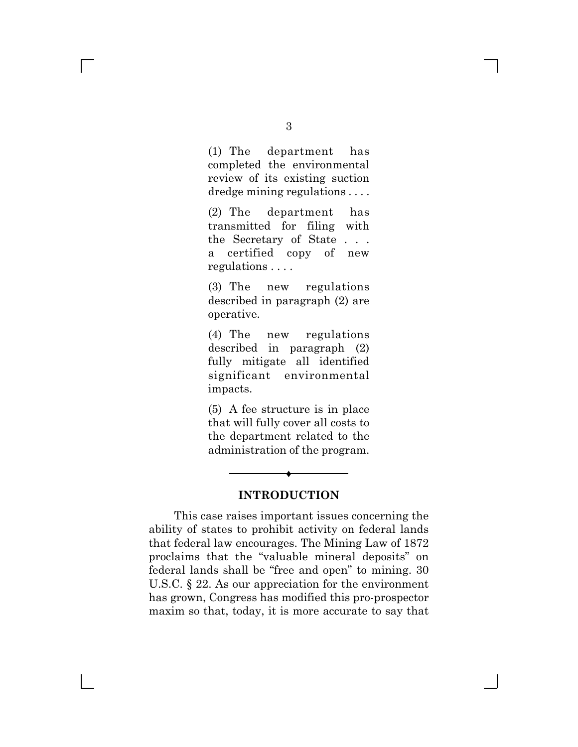> (1) The department has completed the environmental review of its existing suction dredge mining regulations . . . .
>
> (2) The department has transmitted for filing with the Secretary of State . . . a certified copy of new regulations . . . .
>
> (3) The new regulations described in paragraph (2) are operative.
>
> (4) The new regulations described in paragraph (2) fully mitigate all identified significant environmental impacts.
>
> (5) A fee structure is in place that will fully cover all costs to the department related to the administration of the program.

## INTRODUCTION

This case raises important issues concerning the ability of states to prohibit activity on federal lands that federal law encourages. The Mining Law of 1872 proclaims that the "valuable mineral deposits" on federal lands shall be "free and open" to mining. 30 U.S.C. § 22. As our appreciation for the environment has grown, Congress has modified this pro-prospector maxim so that, today, it is more accurate to say that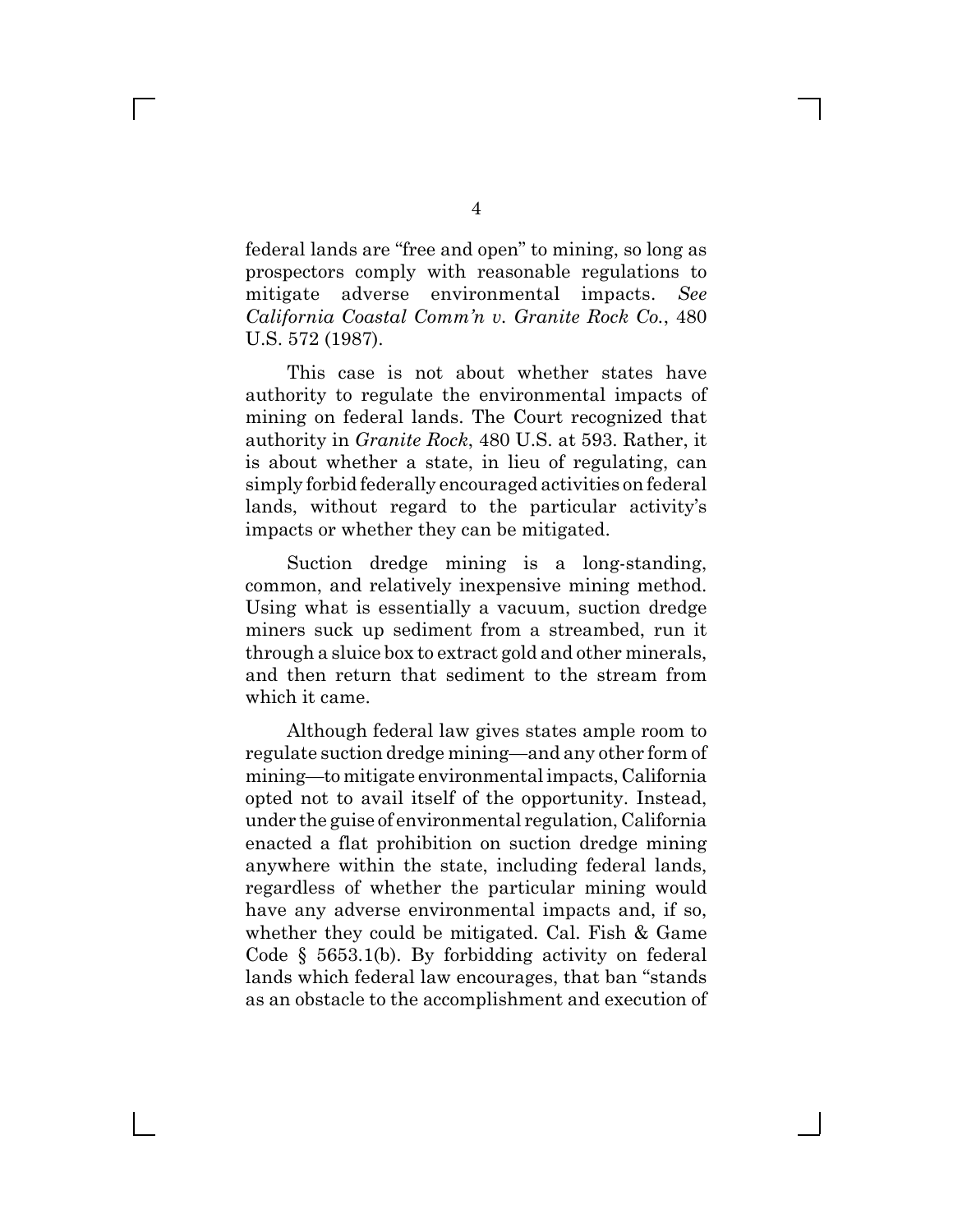federal lands are "free and open" to mining, so long as prospectors comply with reasonable regulations to mitigate adverse environmental impacts. *See California Coastal Comm'n v. Granite Rock Co.*, 480 U.S. 572 (1987).

This case is not about whether states have authority to regulate the environmental impacts of mining on federal lands. The Court recognized that authority in *Granite Rock*, 480 U.S. at 593. Rather, it is about whether a state, in lieu of regulating, can simply forbid federally encouraged activities on federal lands, without regard to the particular activity's impacts or whether they can be mitigated.

Suction dredge mining is a long-standing, common, and relatively inexpensive mining method. Using what is essentially a vacuum, suction dredge miners suck up sediment from a streambed, run it through a sluice box to extract gold and other minerals, and then return that sediment to the stream from which it came.

Although federal law gives states ample room to regulate suction dredge mining—and any other form of mining—to mitigate environmental impacts, California opted not to avail itself of the opportunity. Instead, under the guise of environmental regulation, California enacted a flat prohibition on suction dredge mining anywhere within the state, including federal lands, regardless of whether the particular mining would have any adverse environmental impacts and, if so, whether they could be mitigated. Cal. Fish & Game Code § 5653.1(b). By forbidding activity on federal lands which federal law encourages, that ban "stands as an obstacle to the accomplishment and execution of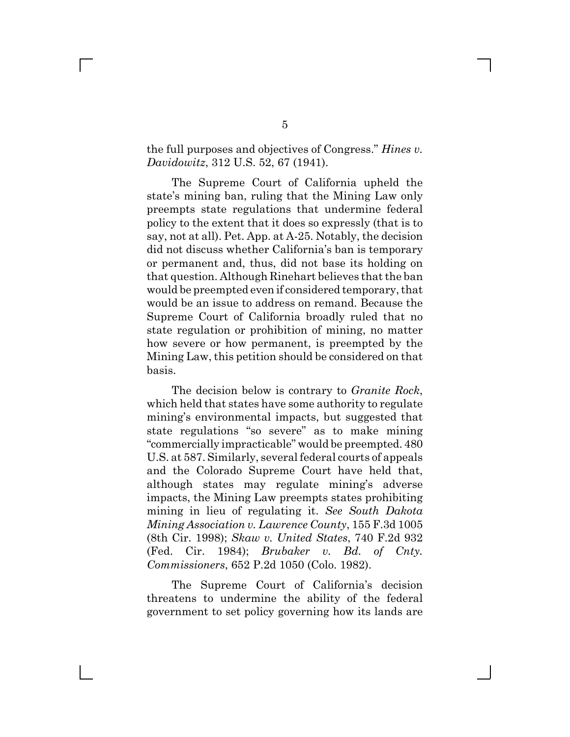the full purposes and objectives of Congress." *Hines v. Davidowitz*, 312 U.S. 52, 67 (1941).

The Supreme Court of California upheld the state's mining ban, ruling that the Mining Law only preempts state regulations that undermine federal policy to the extent that it does so expressly (that is to say, not at all). Pet. App. at A-25. Notably, the decision did not discuss whether California's ban is temporary or permanent and, thus, did not base its holding on that question. Although Rinehart believes that the ban would be preempted even if considered temporary, that would be an issue to address on remand. Because the Supreme Court of California broadly ruled that no state regulation or prohibition of mining, no matter how severe or how permanent, is preempted by the Mining Law, this petition should be considered on that basis.

The decision below is contrary to *Granite Rock*, which held that states have some authority to regulate mining's environmental impacts, but suggested that state regulations "so severe" as to make mining "commercially impracticable" would be preempted. 480 U.S. at 587. Similarly, several federal courts of appeals and the Colorado Supreme Court have held that, although states may regulate mining's adverse impacts, the Mining Law preempts states prohibiting mining in lieu of regulating it. *See South Dakota Mining Association v. Lawrence County*, 155 F.3d 1005 (8th Cir. 1998); *Skaw v. United States*, 740 F.2d 932 (Fed. Cir. 1984); *Brubaker v. Bd. of Cnty. Commissioners*, 652 P.2d 1050 (Colo. 1982).

The Supreme Court of California's decision threatens to undermine the ability of the federal government to set policy governing how its lands are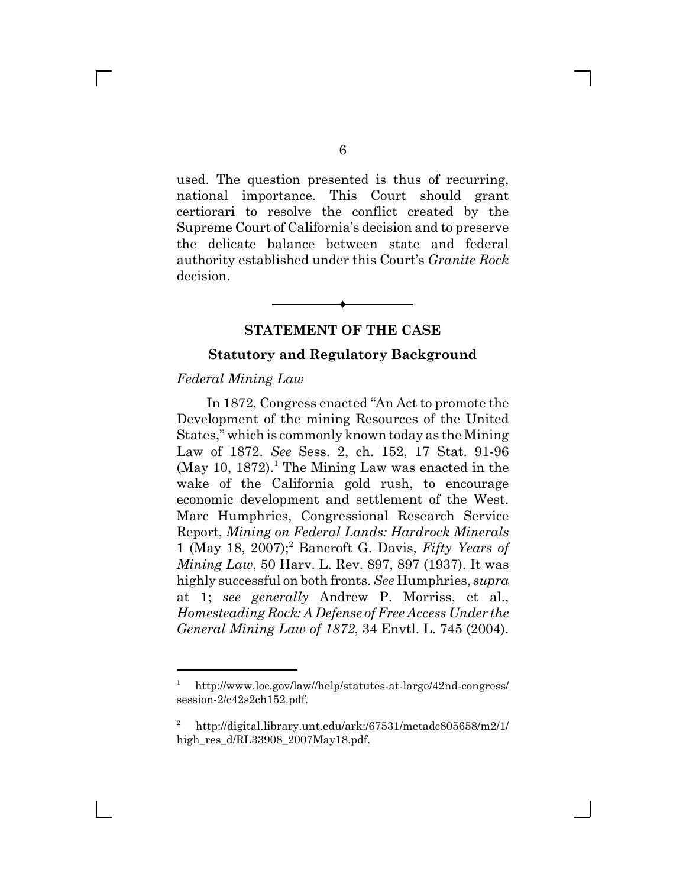used. The question presented is thus of recurring, national importance. This Court should grant certiorari to resolve the conflict created by the Supreme Court of California's decision and to preserve the delicate balance between state and federal authority established under this Court's *Granite Rock* decision.

---

## STATEMENT OF THE CASE

### Statutory and Regulatory Background

*Federal Mining Law*

In 1872, Congress enacted "An Act to promote the Development of the mining Resources of the United States," which is commonly known today as the Mining Law of 1872. *See* Sess. 2, ch. 152, 17 Stat. 91-96 (May 10, 1872).[1] The Mining Law was enacted in the wake of the California gold rush, to encourage economic development and settlement of the West. Marc Humphries, Congressional Research Service Report, *Mining on Federal Lands: Hardrock Minerals* 1 (May 18, 2007);[2] Bancroft G. Davis, *Fifty Years of Mining Law*, 50 Harv. L. Rev. 897, 897 (1937). It was highly successful on both fronts. *See* Humphries, *supra* at 1; *see generally* Andrew P. Morriss, et al., *Homesteading Rock: A Defense of Free Access Under the General Mining Law of 1872*, 34 Envtl. L. 745 (2004).

---

[1] http://www.loc.gov/law//help/statutes-at-large/42nd-congress/session-2/c42s2ch152.pdf.

[2] http://digital.library.unt.edu/ark:/67531/metadc805658/m2/1/high_res_d/RL33908_2007May18.pdf.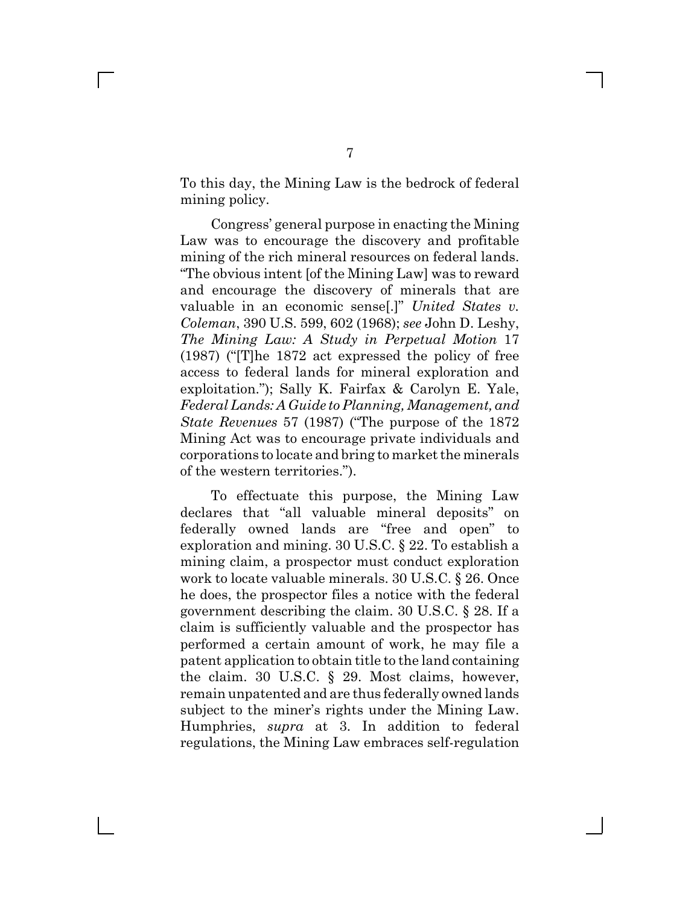To this day, the Mining Law is the bedrock of federal mining policy.

Congress' general purpose in enacting the Mining Law was to encourage the discovery and profitable mining of the rich mineral resources on federal lands. "The obvious intent [of the Mining Law] was to reward and encourage the discovery of minerals that are valuable in an economic sense[.]" *United States v. Coleman*, 390 U.S. 599, 602 (1968); *see* John D. Leshy, *The Mining Law: A Study in Perpetual Motion* 17 (1987) ("[T]he 1872 act expressed the policy of free access to federal lands for mineral exploration and exploitation."); Sally K. Fairfax & Carolyn E. Yale, *Federal Lands: A Guide to Planning, Management, and State Revenues* 57 (1987) ("The purpose of the 1872 Mining Act was to encourage private individuals and corporations to locate and bring to market the minerals of the western territories.").

To effectuate this purpose, the Mining Law declares that "all valuable mineral deposits" on federally owned lands are "free and open" to exploration and mining. 30 U.S.C. § 22. To establish a mining claim, a prospector must conduct exploration work to locate valuable minerals. 30 U.S.C. § 26. Once he does, the prospector files a notice with the federal government describing the claim. 30 U.S.C. § 28. If a claim is sufficiently valuable and the prospector has performed a certain amount of work, he may file a patent application to obtain title to the land containing the claim. 30 U.S.C. § 29. Most claims, however, remain unpatented and are thus federally owned lands subject to the miner's rights under the Mining Law. Humphries, *supra* at 3. In addition to federal regulations, the Mining Law embraces self-regulation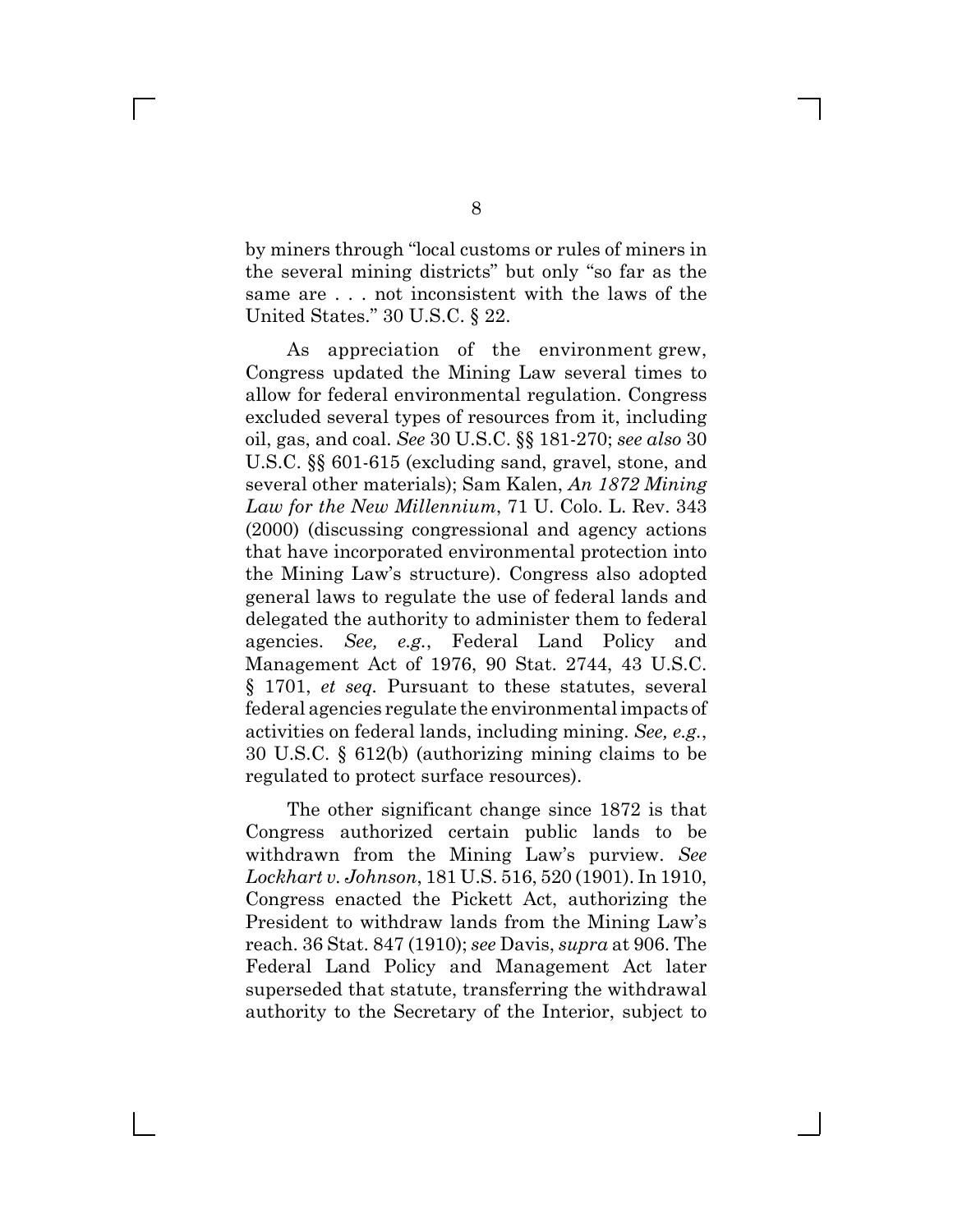by miners through "local customs or rules of miners in the several mining districts" but only "so far as the same are . . . not inconsistent with the laws of the United States." 30 U.S.C. § 22.

As appreciation of the environment grew, Congress updated the Mining Law several times to allow for federal environmental regulation. Congress excluded several types of resources from it, including oil, gas, and coal. *See* 30 U.S.C. §§ 181-270; *see also* 30 U.S.C. §§ 601-615 (excluding sand, gravel, stone, and several other materials); Sam Kalen, *An 1872 Mining Law for the New Millennium*, 71 U. Colo. L. Rev. 343 (2000) (discussing congressional and agency actions that have incorporated environmental protection into the Mining Law's structure). Congress also adopted general laws to regulate the use of federal lands and delegated the authority to administer them to federal agencies. *See, e.g.*, Federal Land Policy and Management Act of 1976, 90 Stat. 2744, 43 U.S.C. § 1701, *et seq.* Pursuant to these statutes, several federal agencies regulate the environmental impacts of activities on federal lands, including mining. *See, e.g.*, 30 U.S.C. § 612(b) (authorizing mining claims to be regulated to protect surface resources).

The other significant change since 1872 is that Congress authorized certain public lands to be withdrawn from the Mining Law's purview. *See Lockhart v. Johnson*, 181 U.S. 516, 520 (1901). In 1910, Congress enacted the Pickett Act, authorizing the President to withdraw lands from the Mining Law's reach. 36 Stat. 847 (1910); *see* Davis, *supra* at 906. The Federal Land Policy and Management Act later superseded that statute, transferring the withdrawal authority to the Secretary of the Interior, subject to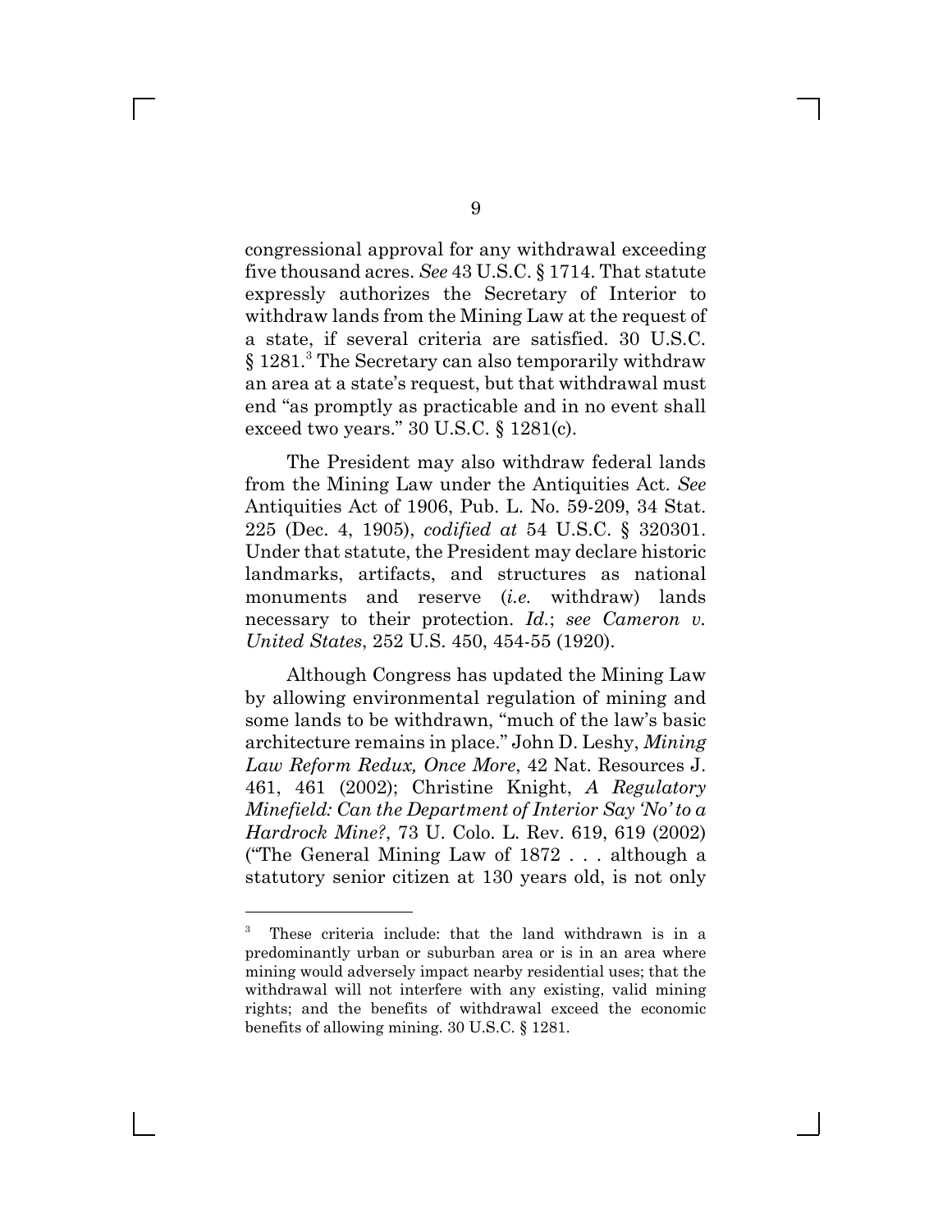congressional approval for any withdrawal exceeding five thousand acres. *See* 43 U.S.C. § 1714. That statute expressly authorizes the Secretary of Interior to withdraw lands from the Mining Law at the request of a state, if several criteria are satisfied. 30 U.S.C. § 1281.[3] The Secretary can also temporarily withdraw an area at a state's request, but that withdrawal must end "as promptly as practicable and in no event shall exceed two years." 30 U.S.C. § 1281(c).

The President may also withdraw federal lands from the Mining Law under the Antiquities Act. *See* Antiquities Act of 1906, Pub. L. No. 59-209, 34 Stat. 225 (Dec. 4, 1905), *codified at* 54 U.S.C. § 320301. Under that statute, the President may declare historic landmarks, artifacts, and structures as national monuments and reserve (*i.e.* withdraw) lands necessary to their protection. *Id.*; *see Cameron v. United States*, 252 U.S. 450, 454-55 (1920).

Although Congress has updated the Mining Law by allowing environmental regulation of mining and some lands to be withdrawn, "much of the law's basic architecture remains in place." John D. Leshy, *Mining Law Reform Redux, Once More*, 42 Nat. Resources J. 461, 461 (2002); Christine Knight, *A Regulatory Minefield: Can the Department of Interior Say 'No' to a Hardrock Mine?*, 73 U. Colo. L. Rev. 619, 619 (2002) ("The General Mining Law of 1872 . . . although a statutory senior citizen at 130 years old, is not only

---

[3] These criteria include: that the land withdrawn is in a predominantly urban or suburban area or is in an area where mining would adversely impact nearby residential uses; that the withdrawal will not interfere with any existing, valid mining rights; and the benefits of withdrawal exceed the economic benefits of allowing mining. 30 U.S.C. § 1281.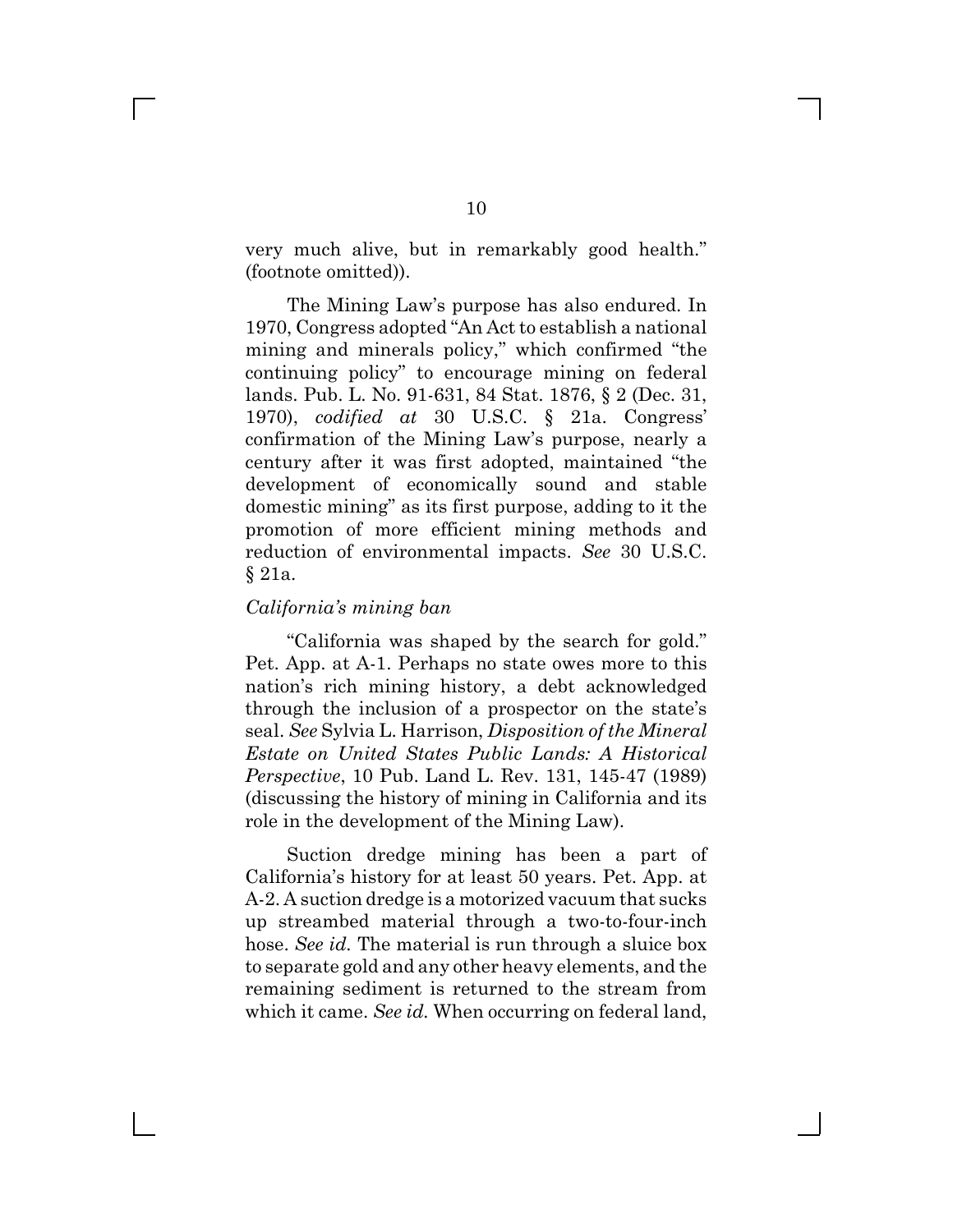very much alive, but in remarkably good health." (footnote omitted)).

The Mining Law's purpose has also endured. In 1970, Congress adopted "An Act to establish a national mining and minerals policy," which confirmed "the continuing policy" to encourage mining on federal lands. Pub. L. No. 91-631, 84 Stat. 1876, § 2 (Dec. 31, 1970), *codified at* 30 U.S.C. § 21a. Congress' confirmation of the Mining Law's purpose, nearly a century after it was first adopted, maintained "the development of economically sound and stable domestic mining" as its first purpose, adding to it the promotion of more efficient mining methods and reduction of environmental impacts. *See* 30 U.S.C. § 21a.

*California's mining ban*

"California was shaped by the search for gold." Pet. App. at A-1. Perhaps no state owes more to this nation's rich mining history, a debt acknowledged through the inclusion of a prospector on the state's seal. *See* Sylvia L. Harrison, *Disposition of the Mineral Estate on United States Public Lands: A Historical Perspective*, 10 Pub. Land L. Rev. 131, 145-47 (1989) (discussing the history of mining in California and its role in the development of the Mining Law).

Suction dredge mining has been a part of California's history for at least 50 years. Pet. App. at A-2. A suction dredge is a motorized vacuum that sucks up streambed material through a two-to-four-inch hose. *See id.* The material is run through a sluice box to separate gold and any other heavy elements, and the remaining sediment is returned to the stream from which it came. *See id.* When occurring on federal land,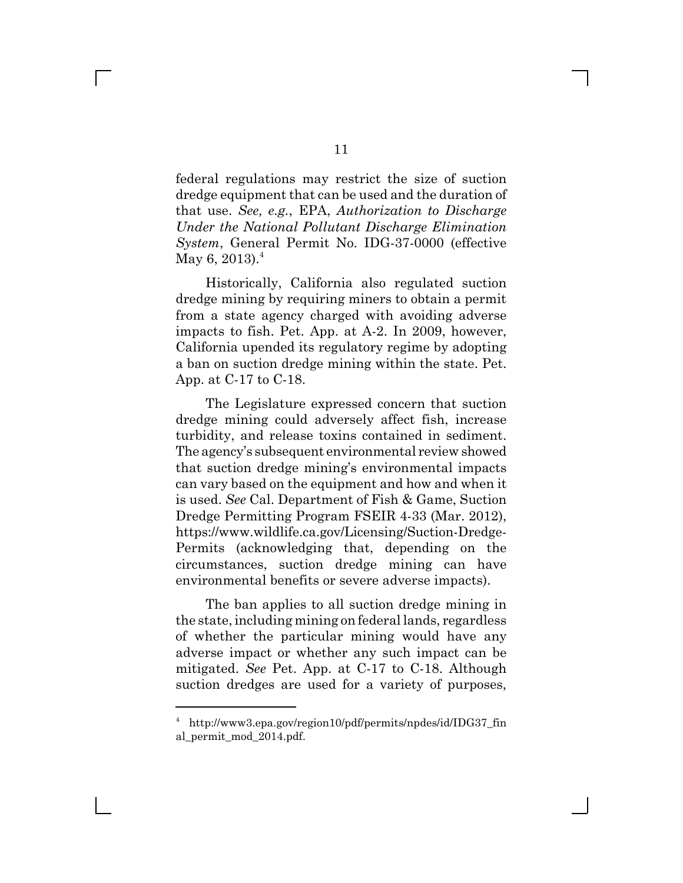federal regulations may restrict the size of suction dredge equipment that can be used and the duration of that use. *See, e.g.*, EPA, *Authorization to Discharge Under the National Pollutant Discharge Elimination System*, General Permit No. IDG-37-0000 (effective May 6, 2013).[4]

Historically, California also regulated suction dredge mining by requiring miners to obtain a permit from a state agency charged with avoiding adverse impacts to fish. Pet. App. at A-2. In 2009, however, California upended its regulatory regime by adopting a ban on suction dredge mining within the state. Pet. App. at C-17 to C-18.

The Legislature expressed concern that suction dredge mining could adversely affect fish, increase turbidity, and release toxins contained in sediment. The agency's subsequent environmental review showed that suction dredge mining's environmental impacts can vary based on the equipment and how and when it is used. *See* Cal. Department of Fish & Game, Suction Dredge Permitting Program FSEIR 4-33 (Mar. 2012), https://www.wildlife.ca.gov/Licensing/Suction-Dredge-Permits (acknowledging that, depending on the circumstances, suction dredge mining can have environmental benefits or severe adverse impacts).

The ban applies to all suction dredge mining in the state, including mining on federal lands, regardless of whether the particular mining would have any adverse impact or whether any such impact can be mitigated. *See* Pet. App. at C-17 to C-18. Although suction dredges are used for a variety of purposes,

---

[4] http://www3.epa.gov/region10/pdf/permits/npdes/id/IDG37_final_permit_mod_2014.pdf.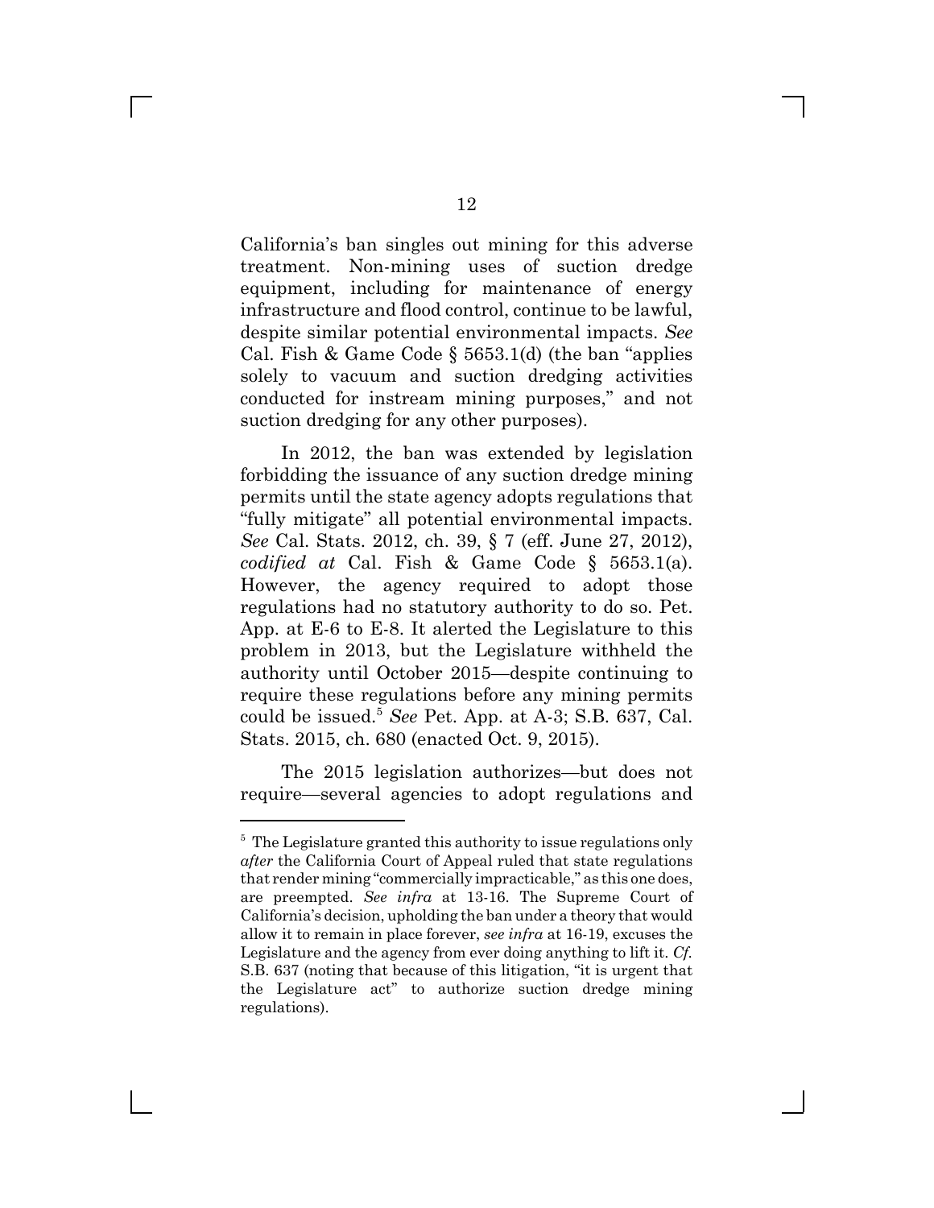California's ban singles out mining for this adverse treatment. Non-mining uses of suction dredge equipment, including for maintenance of energy infrastructure and flood control, continue to be lawful, despite similar potential environmental impacts. *See* Cal. Fish & Game Code § 5653.1(d) (the ban "applies solely to vacuum and suction dredging activities conducted for instream mining purposes," and not suction dredging for any other purposes).

In 2012, the ban was extended by legislation forbidding the issuance of any suction dredge mining permits until the state agency adopts regulations that "fully mitigate" all potential environmental impacts. *See* Cal. Stats. 2012, ch. 39, § 7 (eff. June 27, 2012), *codified at* Cal. Fish & Game Code § 5653.1(a). However, the agency required to adopt those regulations had no statutory authority to do so. Pet. App. at E-6 to E-8. It alerted the Legislature to this problem in 2013, but the Legislature withheld the authority until October 2015—despite continuing to require these regulations before any mining permits could be issued.[5] *See* Pet. App. at A-3; S.B. 637, Cal. Stats. 2015, ch. 680 (enacted Oct. 9, 2015).

The 2015 legislation authorizes—but does not require—several agencies to adopt regulations and

---

[5] The Legislature granted this authority to issue regulations only *after* the California Court of Appeal ruled that state regulations that render mining "commercially impracticable," as this one does, are preempted. *See infra* at 13-16. The Supreme Court of California's decision, upholding the ban under a theory that would allow it to remain in place forever, *see infra* at 16-19, excuses the Legislature and the agency from ever doing anything to lift it. *Cf.* S.B. 637 (noting that because of this litigation, "it is urgent that the Legislature act" to authorize suction dredge mining regulations).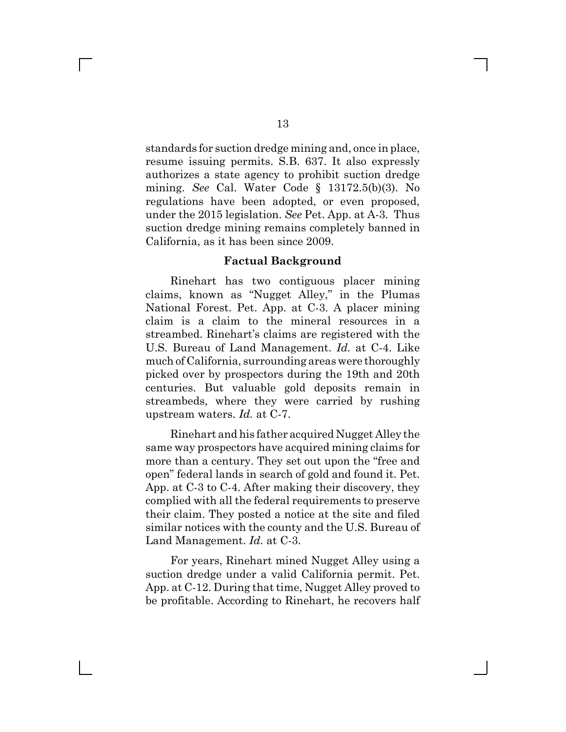standards for suction dredge mining and, once in place, resume issuing permits. S.B. 637. It also expressly authorizes a state agency to prohibit suction dredge mining. *See* Cal. Water Code § 13172.5(b)(3). No regulations have been adopted, or even proposed, under the 2015 legislation. *See* Pet. App. at A-3. Thus suction dredge mining remains completely banned in California, as it has been since 2009.

### Factual Background

Rinehart has two contiguous placer mining claims, known as "Nugget Alley," in the Plumas National Forest. Pet. App. at C-3. A placer mining claim is a claim to the mineral resources in a streambed. Rinehart's claims are registered with the U.S. Bureau of Land Management. *Id.* at C-4. Like much of California, surrounding areas were thoroughly picked over by prospectors during the 19th and 20th centuries. But valuable gold deposits remain in streambeds, where they were carried by rushing upstream waters. *Id.* at C-7.

Rinehart and his father acquired Nugget Alley the same way prospectors have acquired mining claims for more than a century. They set out upon the "free and open" federal lands in search of gold and found it. Pet. App. at C-3 to C-4. After making their discovery, they complied with all the federal requirements to preserve their claim. They posted a notice at the site and filed similar notices with the county and the U.S. Bureau of Land Management. *Id.* at C-3.

For years, Rinehart mined Nugget Alley using a suction dredge under a valid California permit. Pet. App. at C-12. During that time, Nugget Alley proved to be profitable. According to Rinehart, he recovers half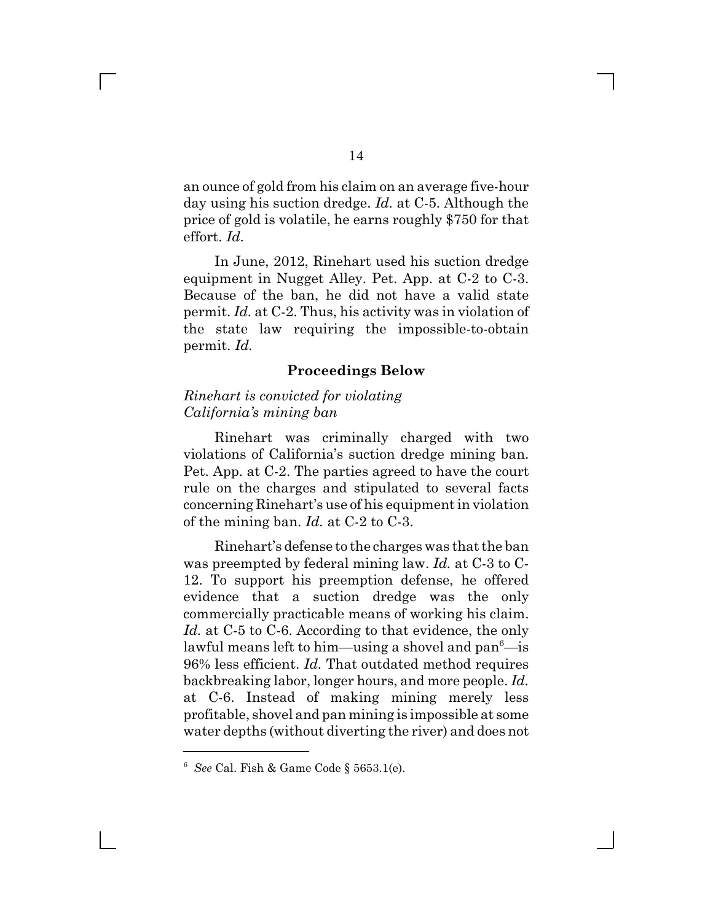an ounce of gold from his claim on an average five-hour day using his suction dredge. *Id.* at C-5. Although the price of gold is volatile, he earns roughly $750 for that effort. *Id.*

In June, 2012, Rinehart used his suction dredge equipment in Nugget Alley. Pet. App. at C-2 to C-3. Because of the ban, he did not have a valid state permit. *Id.* at C-2. Thus, his activity was in violation of the state law requiring the impossible-to-obtain permit. *Id.*

### Proceedings Below

*Rinehart is convicted for violating California's mining ban*

Rinehart was criminally charged with two violations of California's suction dredge mining ban. Pet. App. at C-2. The parties agreed to have the court rule on the charges and stipulated to several facts concerning Rinehart's use of his equipment in violation of the mining ban. *Id.* at C-2 to C-3.

Rinehart's defense to the charges was that the ban was preempted by federal mining law. *Id.* at C-3 to C-12. To support his preemption defense, he offered evidence that a suction dredge was the only commercially practicable means of working his claim. *Id.* at C-5 to C-6. According to that evidence, the only lawful means left to him—using a shovel and pan[6]—is 96% less efficient. *Id.* That outdated method requires backbreaking labor, longer hours, and more people. *Id.* at C-6. Instead of making mining merely less profitable, shovel and pan mining is impossible at some water depths (without diverting the river) and does not

---

[6] *See* Cal. Fish & Game Code § 5653.1(e).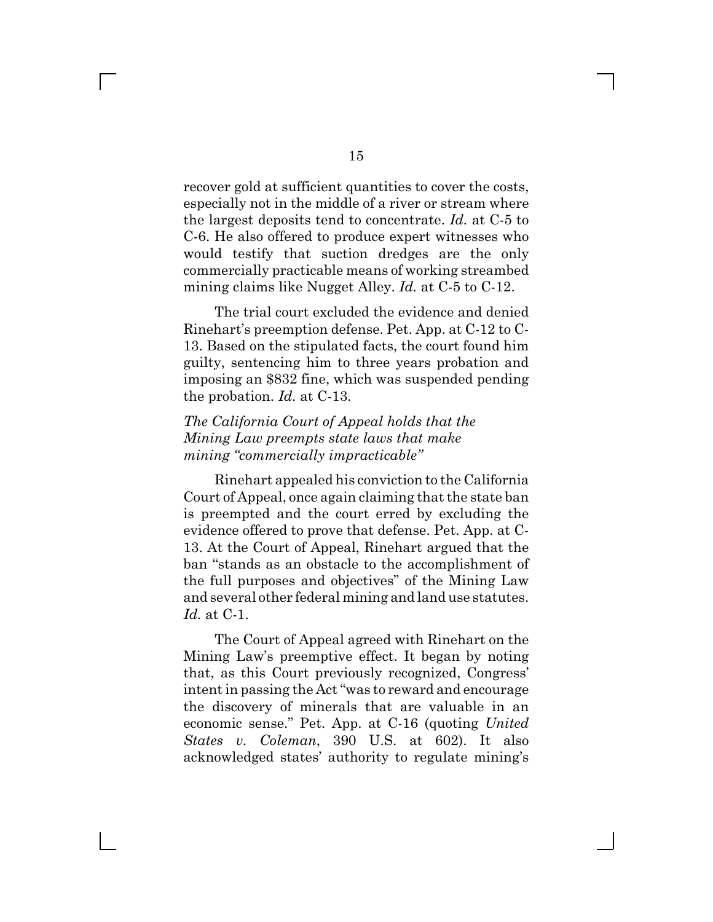recover gold at sufficient quantities to cover the costs, especially not in the middle of a river or stream where the largest deposits tend to concentrate. *Id.* at C-5 to C-6. He also offered to produce expert witnesses who would testify that suction dredges are the only commercially practicable means of working streambed mining claims like Nugget Alley. *Id.* at C-5 to C-12.

The trial court excluded the evidence and denied Rinehart's preemption defense. Pet. App. at C-12 to C-13. Based on the stipulated facts, the court found him guilty, sentencing him to three years probation and imposing an $832 fine, which was suspended pending the probation. *Id.* at C-13.

*The California Court of Appeal holds that the Mining Law preempts state laws that make mining "commercially impracticable"*

Rinehart appealed his conviction to the California Court of Appeal, once again claiming that the state ban is preempted and the court erred by excluding the evidence offered to prove that defense. Pet. App. at C-13. At the Court of Appeal, Rinehart argued that the ban "stands as an obstacle to the accomplishment of the full purposes and objectives" of the Mining Law and several other federal mining and land use statutes. *Id.* at C-1.

The Court of Appeal agreed with Rinehart on the Mining Law's preemptive effect. It began by noting that, as this Court previously recognized, Congress' intent in passing the Act "was to reward and encourage the discovery of minerals that are valuable in an economic sense." Pet. App. at C-16 (quoting *United States v. Coleman*, 390 U.S. at 602). It also acknowledged states' authority to regulate mining's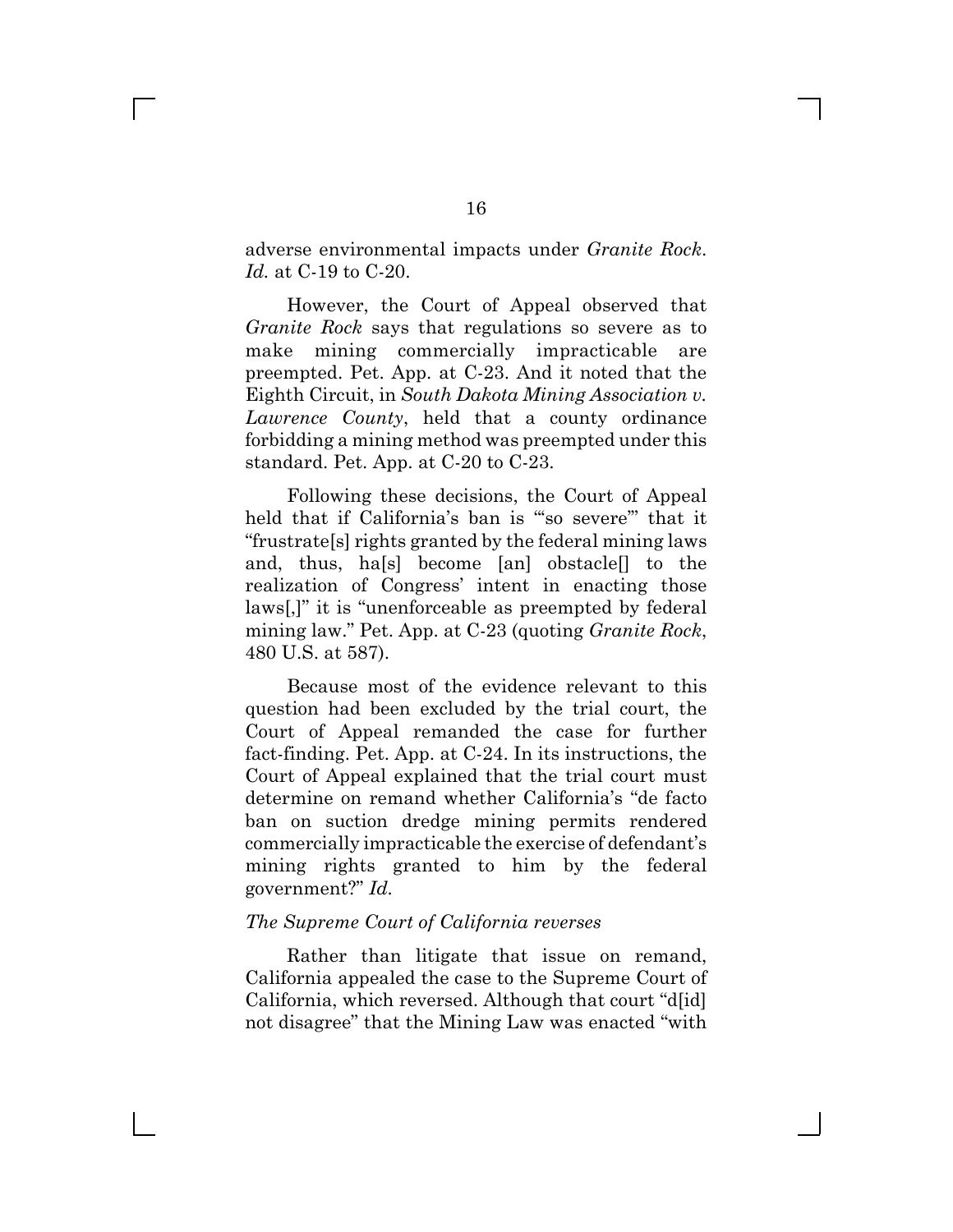adverse environmental impacts under *Granite Rock*. *Id.* at C-19 to C-20.

However, the Court of Appeal observed that *Granite Rock* says that regulations so severe as to make mining commercially impracticable are preempted. Pet. App. at C-23. And it noted that the Eighth Circuit, in *South Dakota Mining Association v. Lawrence County*, held that a county ordinance forbidding a mining method was preempted under this standard. Pet. App. at C-20 to C-23.

Following these decisions, the Court of Appeal held that if California's ban is "'so severe'" that it "frustrate[s] rights granted by the federal mining laws and, thus, ha[s] become [an] obstacle[] to the realization of Congress' intent in enacting those laws[,]" it is "unenforceable as preempted by federal mining law." Pet. App. at C-23 (quoting *Granite Rock*, 480 U.S. at 587).

Because most of the evidence relevant to this question had been excluded by the trial court, the Court of Appeal remanded the case for further fact-finding. Pet. App. at C-24. In its instructions, the Court of Appeal explained that the trial court must determine on remand whether California's "de facto ban on suction dredge mining permits rendered commercially impracticable the exercise of defendant's mining rights granted to him by the federal government?" *Id.*

*The Supreme Court of California reverses*

Rather than litigate that issue on remand, California appealed the case to the Supreme Court of California, which reversed. Although that court "d[id] not disagree" that the Mining Law was enacted "with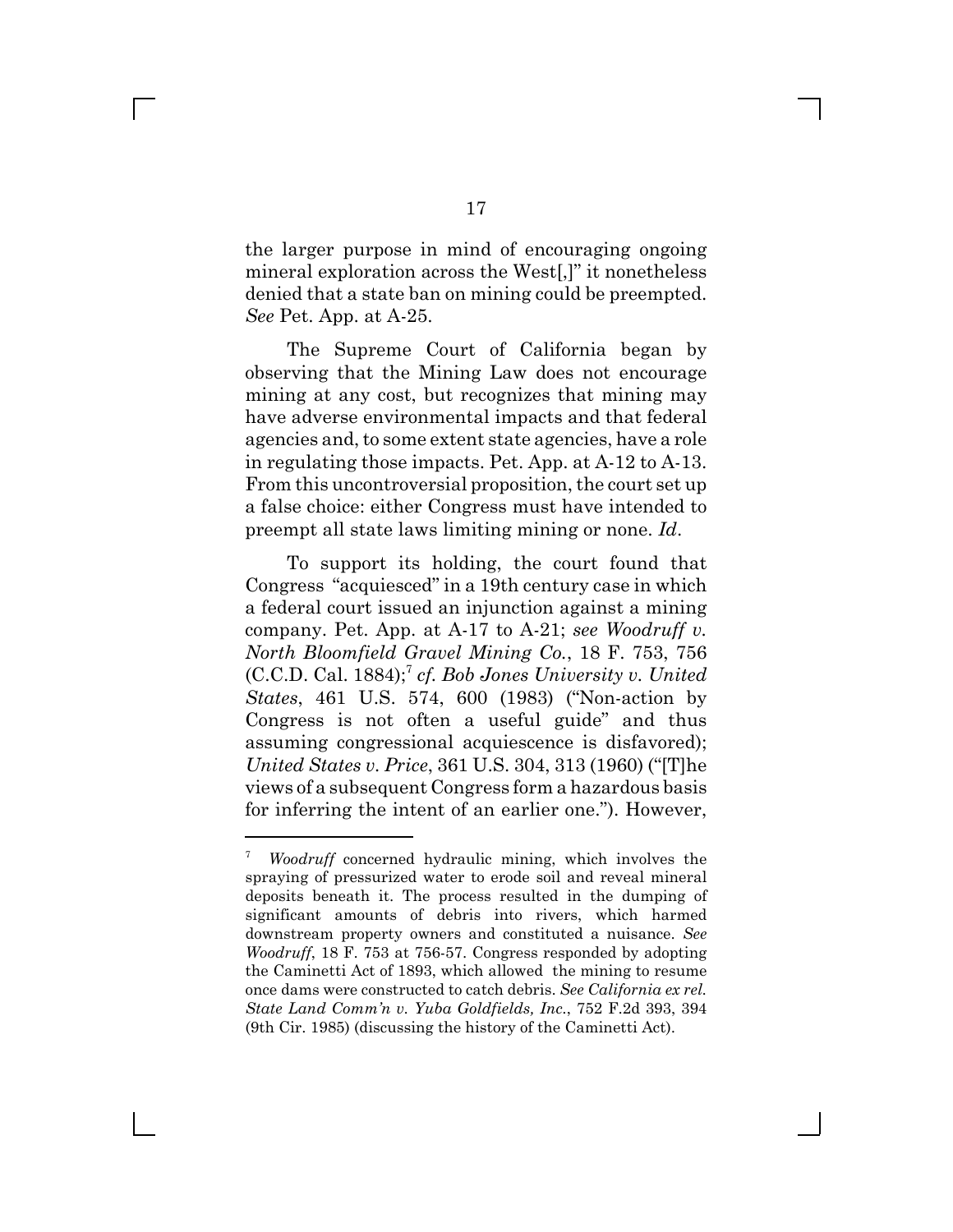the larger purpose in mind of encouraging ongoing mineral exploration across the West[,]" it nonetheless denied that a state ban on mining could be preempted. *See* Pet. App. at A-25.

The Supreme Court of California began by observing that the Mining Law does not encourage mining at any cost, but recognizes that mining may have adverse environmental impacts and that federal agencies and, to some extent state agencies, have a role in regulating those impacts. Pet. App. at A-12 to A-13. From this uncontroversial proposition, the court set up a false choice: either Congress must have intended to preempt all state laws limiting mining or none. *Id*.

To support its holding, the court found that Congress "acquiesced" in a 19th century case in which a federal court issued an injunction against a mining company. Pet. App. at A-17 to A-21; *see Woodruff v. North Bloomfield Gravel Mining Co.*, 18 F. 753, 756 (C.C.D. Cal. 1884);[7] *cf. Bob Jones University v. United States*, 461 U.S. 574, 600 (1983) ("Non-action by Congress is not often a useful guide" and thus assuming congressional acquiescence is disfavored); *United States v. Price*, 361 U.S. 304, 313 (1960) ("[T]he views of a subsequent Congress form a hazardous basis for inferring the intent of an earlier one."). However,

---

[7] *Woodruff* concerned hydraulic mining, which involves the spraying of pressurized water to erode soil and reveal mineral deposits beneath it. The process resulted in the dumping of significant amounts of debris into rivers, which harmed downstream property owners and constituted a nuisance. *See Woodruff*, 18 F. 753 at 756-57. Congress responded by adopting the Caminetti Act of 1893, which allowed the mining to resume once dams were constructed to catch debris. *See California ex rel. State Land Comm'n v. Yuba Goldfields, Inc.*, 752 F.2d 393, 394 (9th Cir. 1985) (discussing the history of the Caminetti Act).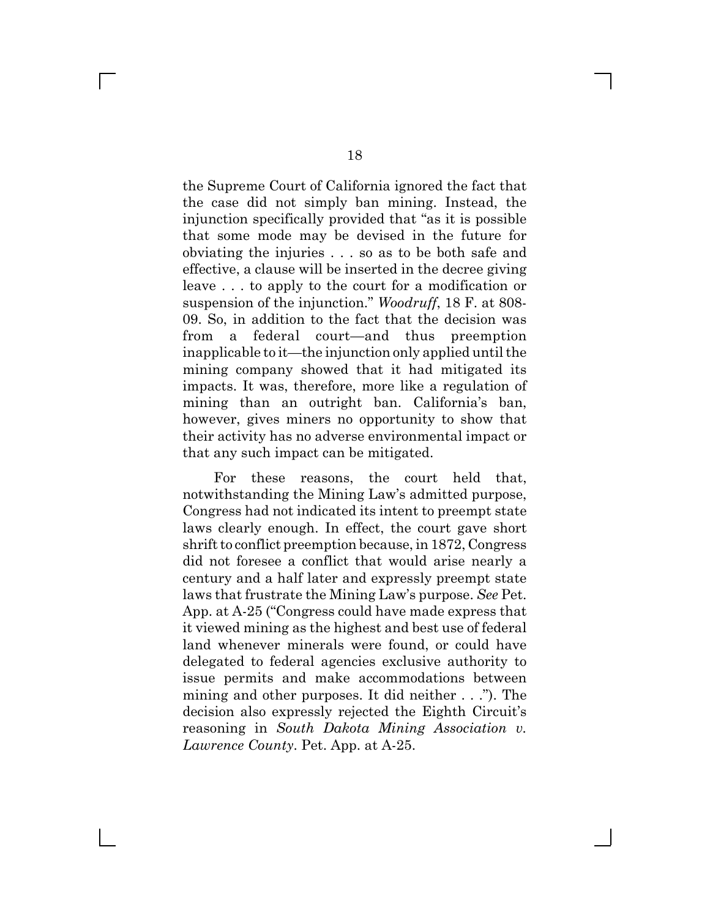the Supreme Court of California ignored the fact that the case did not simply ban mining. Instead, the injunction specifically provided that "as it is possible that some mode may be devised in the future for obviating the injuries . . . so as to be both safe and effective, a clause will be inserted in the decree giving leave . . . to apply to the court for a modification or suspension of the injunction." *Woodruff*, 18 F. at 808-09. So, in addition to the fact that the decision was from a federal court—and thus preemption inapplicable to it—the injunction only applied until the mining company showed that it had mitigated its impacts. It was, therefore, more like a regulation of mining than an outright ban. California's ban, however, gives miners no opportunity to show that their activity has no adverse environmental impact or that any such impact can be mitigated.

For these reasons, the court held that, notwithstanding the Mining Law's admitted purpose, Congress had not indicated its intent to preempt state laws clearly enough. In effect, the court gave short shrift to conflict preemption because, in 1872, Congress did not foresee a conflict that would arise nearly a century and a half later and expressly preempt state laws that frustrate the Mining Law's purpose. *See* Pet. App. at A-25 ("Congress could have made express that it viewed mining as the highest and best use of federal land whenever minerals were found, or could have delegated to federal agencies exclusive authority to issue permits and make accommodations between mining and other purposes. It did neither . . ."). The decision also expressly rejected the Eighth Circuit's reasoning in *South Dakota Mining Association v. Lawrence County*. Pet. App. at A-25.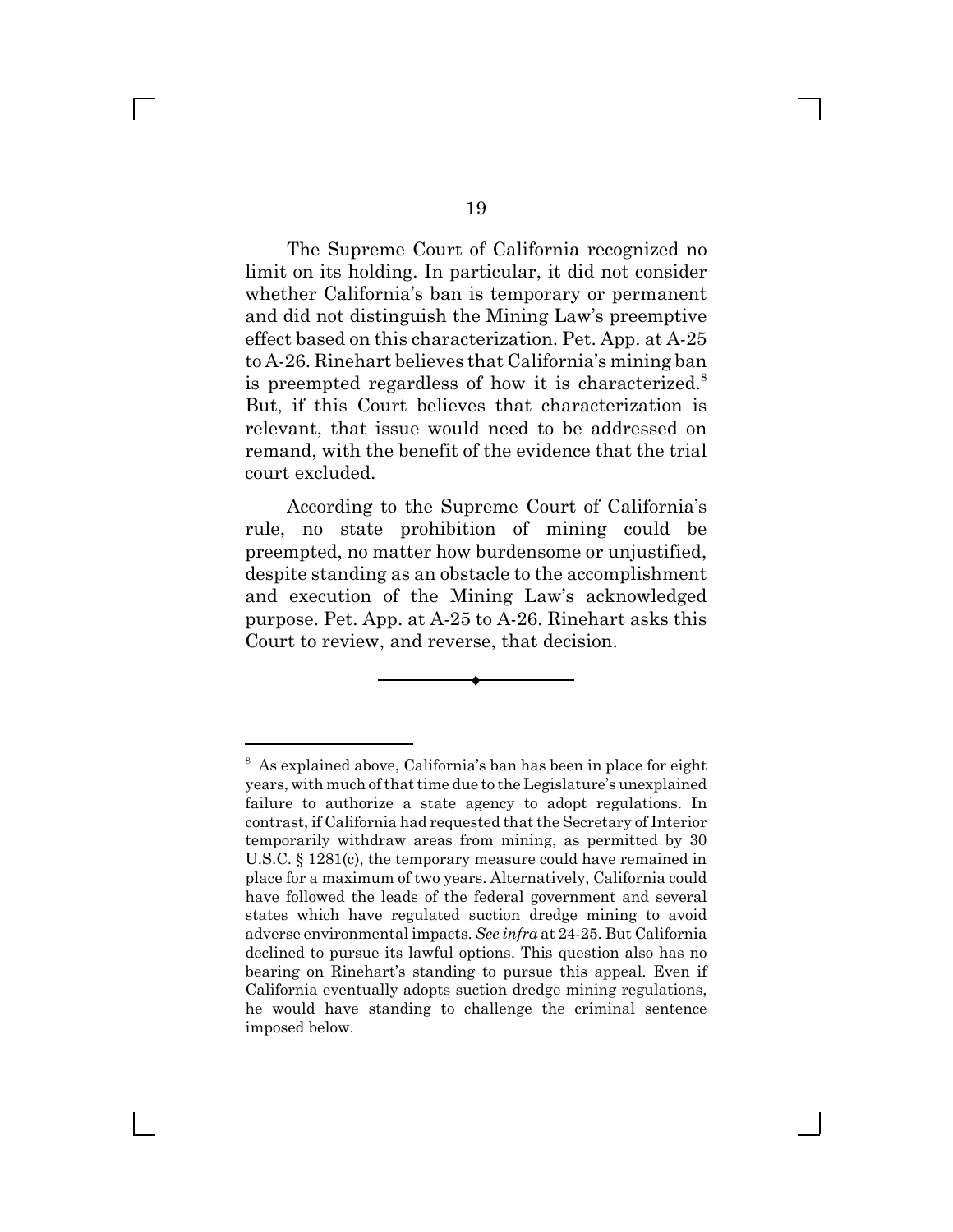The Supreme Court of California recognized no limit on its holding. In particular, it did not consider whether California's ban is temporary or permanent and did not distinguish the Mining Law's preemptive effect based on this characterization. Pet. App. at A-25 to A-26. Rinehart believes that California's mining ban is preempted regardless of how it is characterized.[8] But, if this Court believes that characterization is relevant, that issue would need to be addressed on remand, with the benefit of the evidence that the trial court excluded.

According to the Supreme Court of California's rule, no state prohibition of mining could be preempted, no matter how burdensome or unjustified, despite standing as an obstacle to the accomplishment and execution of the Mining Law's acknowledged purpose. Pet. App. at A-25 to A-26. Rinehart asks this Court to review, and reverse, that decision.

---

[8] As explained above, California's ban has been in place for eight years, with much of that time due to the Legislature's unexplained failure to authorize a state agency to adopt regulations. In contrast, if California had requested that the Secretary of Interior temporarily withdraw areas from mining, as permitted by 30 U.S.C. § 1281(c), the temporary measure could have remained in place for a maximum of two years. Alternatively, California could have followed the leads of the federal government and several states which have regulated suction dredge mining to avoid adverse environmental impacts. *See infra* at 24-25. But California declined to pursue its lawful options. This question also has no bearing on Rinehart's standing to pursue this appeal. Even if California eventually adopts suction dredge mining regulations, he would have standing to challenge the criminal sentence imposed below.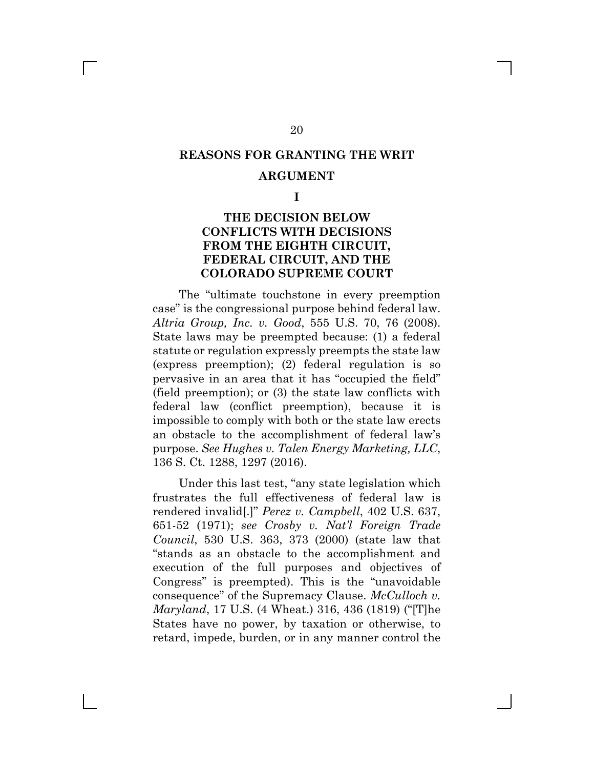## REASONS FOR GRANTING THE WRIT

## ARGUMENT

### I

### THE DECISION BELOW CONFLICTS WITH DECISIONS FROM THE EIGHTH CIRCUIT, FEDERAL CIRCUIT, AND THE COLORADO SUPREME COURT

The "ultimate touchstone in every preemption case" is the congressional purpose behind federal law. *Altria Group, Inc. v. Good*, 555 U.S. 70, 76 (2008). State laws may be preempted because: (1) a federal statute or regulation expressly preempts the state law (express preemption); (2) federal regulation is so pervasive in an area that it has "occupied the field" (field preemption); or (3) the state law conflicts with federal law (conflict preemption), because it is impossible to comply with both or the state law erects an obstacle to the accomplishment of federal law's purpose. *See Hughes v. Talen Energy Marketing, LLC*, 136 S. Ct. 1288, 1297 (2016).

Under this last test, "any state legislation which frustrates the full effectiveness of federal law is rendered invalid[.]" *Perez v. Campbell*, 402 U.S. 637, 651-52 (1971); *see Crosby v. Nat'l Foreign Trade Council*, 530 U.S. 363, 373 (2000) (state law that "stands as an obstacle to the accomplishment and execution of the full purposes and objectives of Congress" is preempted). This is the "unavoidable consequence" of the Supremacy Clause. *McCulloch v. Maryland*, 17 U.S. (4 Wheat.) 316, 436 (1819) ("[T]he States have no power, by taxation or otherwise, to retard, impede, burden, or in any manner control the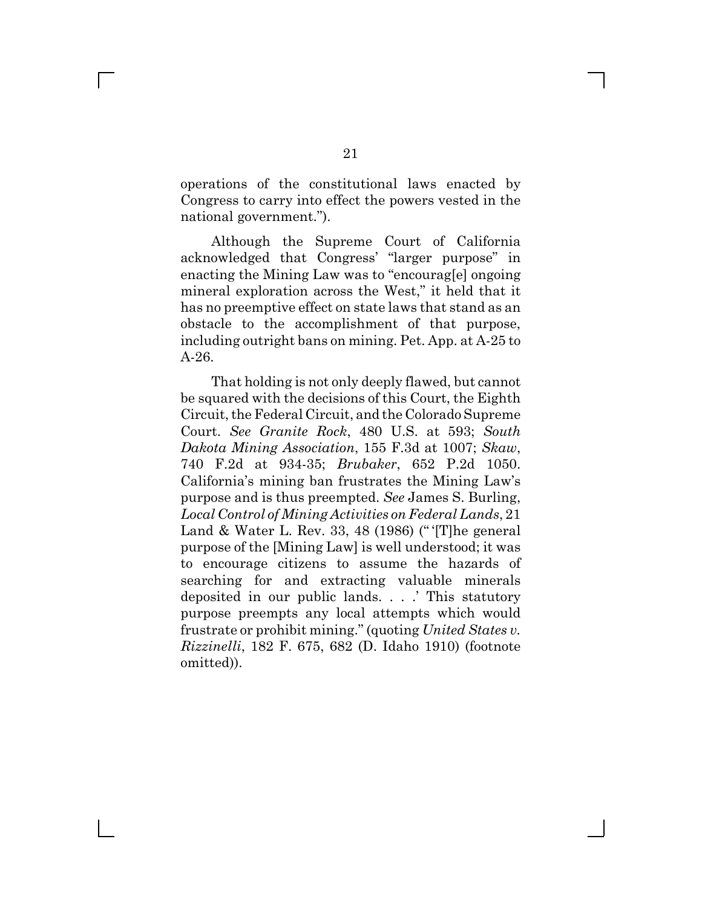operations of the constitutional laws enacted by Congress to carry into effect the powers vested in the national government.").

Although the Supreme Court of California acknowledged that Congress' "larger purpose" in enacting the Mining Law was to "encourag[e] ongoing mineral exploration across the West," it held that it has no preemptive effect on state laws that stand as an obstacle to the accomplishment of that purpose, including outright bans on mining. Pet. App. at A-25 to A-26.

That holding is not only deeply flawed, but cannot be squared with the decisions of this Court, the Eighth Circuit, the Federal Circuit, and the Colorado Supreme Court. *See Granite Rock*, 480 U.S. at 593; *South Dakota Mining Association*, 155 F.3d at 1007; *Skaw*, 740 F.2d at 934-35; *Brubaker*, 652 P.2d 1050. California's mining ban frustrates the Mining Law's purpose and is thus preempted. *See* James S. Burling, *Local Control of Mining Activities on Federal Lands*, 21 Land & Water L. Rev. 33, 48 (1986) ("'[T]he general purpose of the [Mining Law] is well understood; it was to encourage citizens to assume the hazards of searching for and extracting valuable minerals deposited in our public lands. . . .' This statutory purpose preempts any local attempts which would frustrate or prohibit mining." (quoting *United States v. Rizzinelli*, 182 F. 675, 682 (D. Idaho 1910) (footnote omitted)).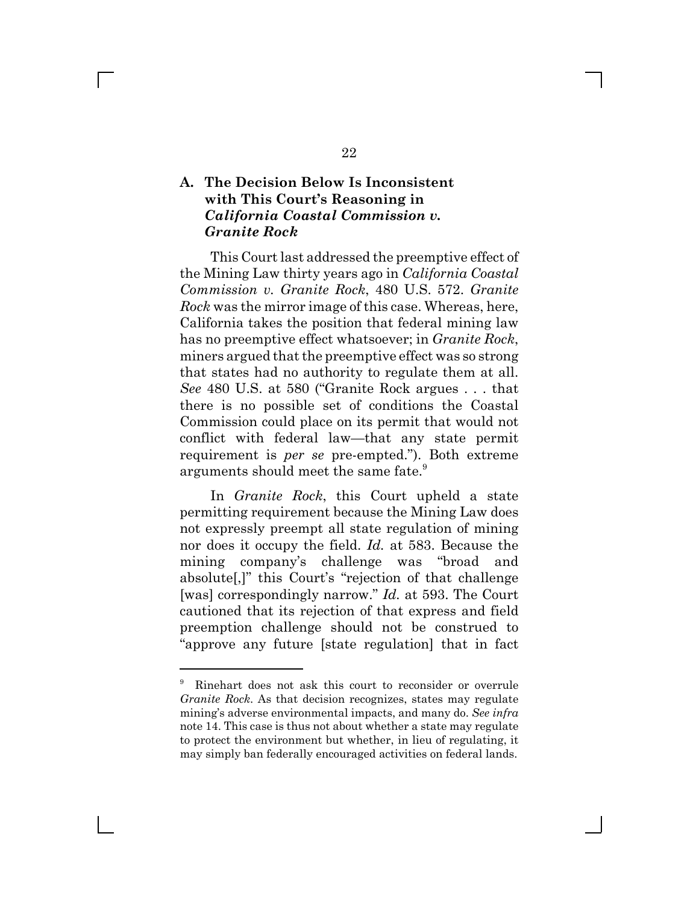### A. The Decision Below Is Inconsistent with This Court's Reasoning in *California Coastal Commission v. Granite Rock*

This Court last addressed the preemptive effect of the Mining Law thirty years ago in *California Coastal Commission v. Granite Rock*, 480 U.S. 572. *Granite Rock* was the mirror image of this case. Whereas, here, California takes the position that federal mining law has no preemptive effect whatsoever; in *Granite Rock*, miners argued that the preemptive effect was so strong that states had no authority to regulate them at all. *See* 480 U.S. at 580 ("Granite Rock argues . . . that there is no possible set of conditions the Coastal Commission could place on its permit that would not conflict with federal law—that any state permit requirement is *per se* pre-empted."). Both extreme arguments should meet the same fate.[9]

In *Granite Rock*, this Court upheld a state permitting requirement because the Mining Law does not expressly preempt all state regulation of mining nor does it occupy the field. *Id.* at 583. Because the mining company's challenge was "broad and absolute[,]" this Court's "rejection of that challenge [was] correspondingly narrow." *Id.* at 593. The Court cautioned that its rejection of that express and field preemption challenge should not be construed to "approve any future [state regulation] that in fact

---

[9] Rinehart does not ask this court to reconsider or overrule *Granite Rock*. As that decision recognizes, states may regulate mining's adverse environmental impacts, and many do. *See infra* note 14. This case is thus not about whether a state may regulate to protect the environment but whether, in lieu of regulating, it may simply ban federally encouraged activities on federal lands.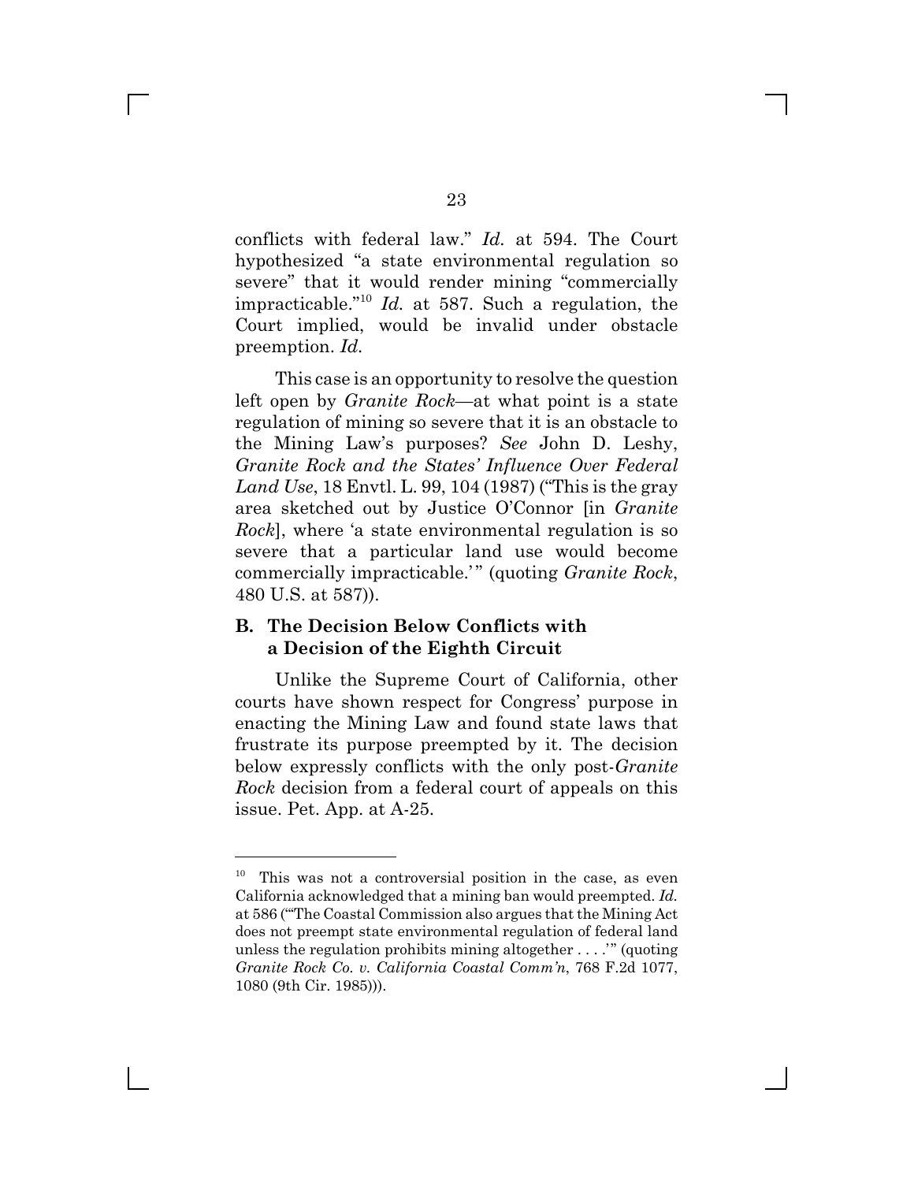conflicts with federal law." *Id.* at 594. The Court hypothesized "a state environmental regulation so severe" that it would render mining "commercially impracticable."[10] *Id.* at 587. Such a regulation, the Court implied, would be invalid under obstacle preemption. *Id.*

This case is an opportunity to resolve the question left open by *Granite Rock*—at what point is a state regulation of mining so severe that it is an obstacle to the Mining Law's purposes? *See* John D. Leshy, *Granite Rock and the States' Influence Over Federal Land Use*, 18 Envtl. L. 99, 104 (1987) ("This is the gray area sketched out by Justice O'Connor [in *Granite Rock*], where 'a state environmental regulation is so severe that a particular land use would become commercially impracticable.'" (quoting *Granite Rock*, 480 U.S. at 587)).

### B. The Decision Below Conflicts with a Decision of the Eighth Circuit

Unlike the Supreme Court of California, other courts have shown respect for Congress' purpose in enacting the Mining Law and found state laws that frustrate its purpose preempted by it. The decision below expressly conflicts with the only post-*Granite Rock* decision from a federal court of appeals on this issue. Pet. App. at A-25.

---

[10] This was not a controversial position in the case, as even California acknowledged that a mining ban would preempted. *Id.* at 586 ("'The Coastal Commission also argues that the Mining Act does not preempt state environmental regulation of federal land unless the regulation prohibits mining altogether . . . .'" (quoting *Granite Rock Co. v. California Coastal Comm'n*, 768 F.2d 1077, 1080 (9th Cir. 1985))).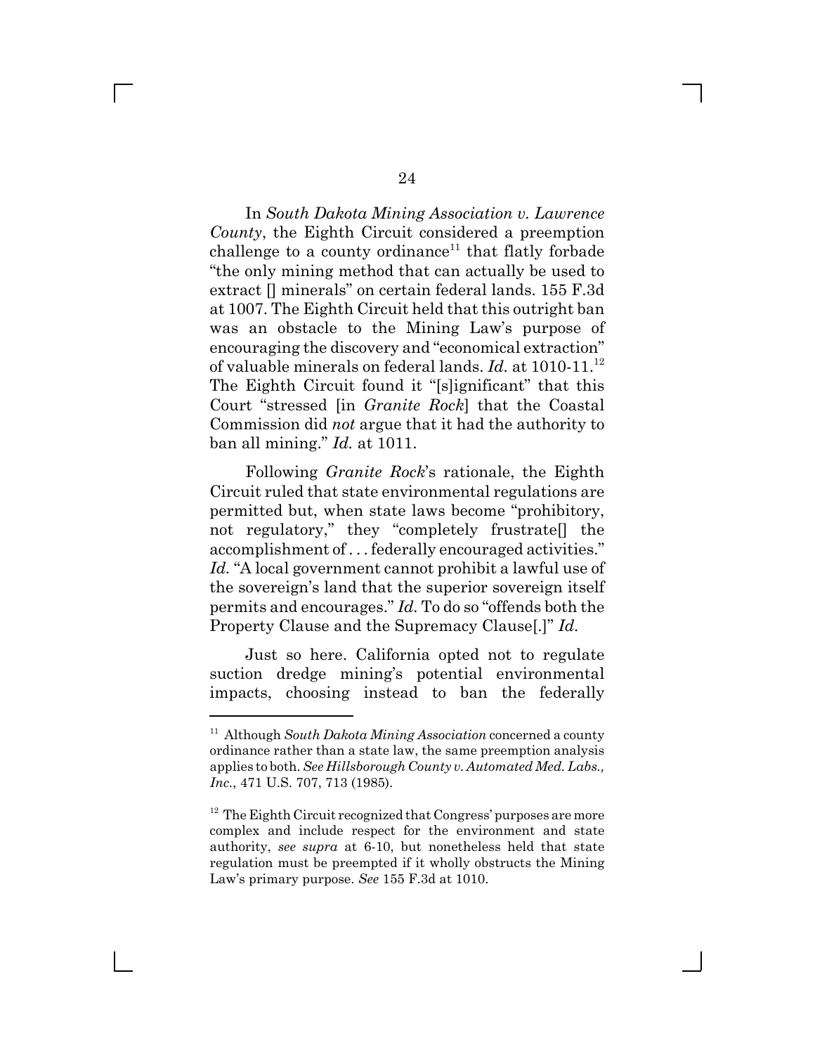In *South Dakota Mining Association v. Lawrence County*, the Eighth Circuit considered a preemption challenge to a county ordinance[11] that flatly forbade "the only mining method that can actually be used to extract [] minerals" on certain federal lands. 155 F.3d at 1007. The Eighth Circuit held that this outright ban was an obstacle to the Mining Law's purpose of encouraging the discovery and "economical extraction" of valuable minerals on federal lands. *Id.* at 1010-11.[12] The Eighth Circuit found it "[s]ignificant" that this Court "stressed [in *Granite Rock*] that the Coastal Commission did *not* argue that it had the authority to ban all mining." *Id.* at 1011.

Following *Granite Rock*'s rationale, the Eighth Circuit ruled that state environmental regulations are permitted but, when state laws become "prohibitory, not regulatory," they "completely frustrate[] the accomplishment of . . . federally encouraged activities." *Id.* "A local government cannot prohibit a lawful use of the sovereign's land that the superior sovereign itself permits and encourages." *Id.* To do so "offends both the Property Clause and the Supremacy Clause[.]" *Id.*

Just so here. California opted not to regulate suction dredge mining's potential environmental impacts, choosing instead to ban the federally

---

[11] Although *South Dakota Mining Association* concerned a county ordinance rather than a state law, the same preemption analysis applies to both. *See Hillsborough County v. Automated Med. Labs., Inc.*, 471 U.S. 707, 713 (1985).

[12] The Eighth Circuit recognized that Congress' purposes are more complex and include respect for the environment and state authority, *see supra* at 6-10, but nonetheless held that state regulation must be preempted if it wholly obstructs the Mining Law's primary purpose. *See* 155 F.3d at 1010.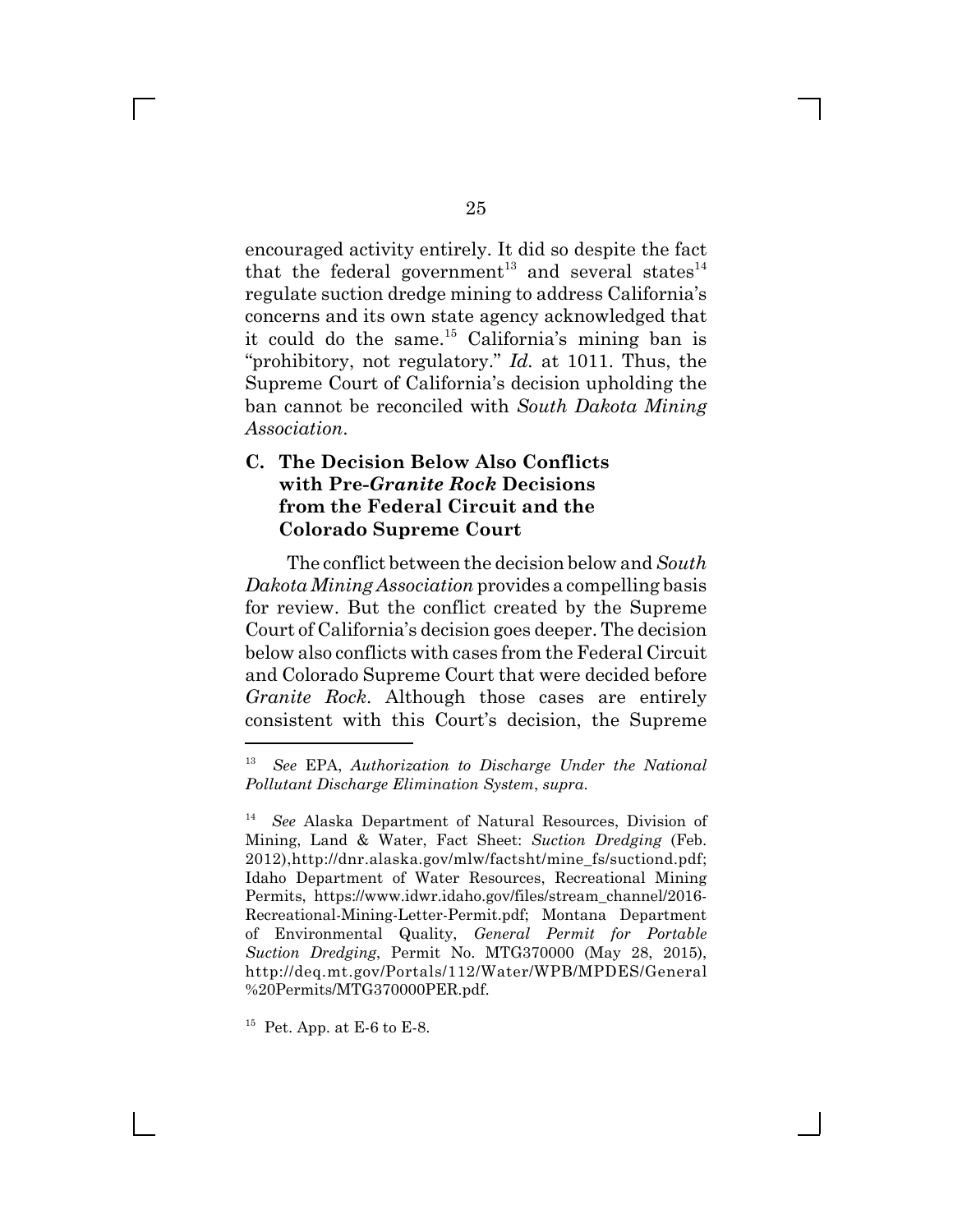encouraged activity entirely. It did so despite the fact that the federal government[13] and several states[14] regulate suction dredge mining to address California's concerns and its own state agency acknowledged that it could do the same.[15] California's mining ban is "prohibitory, not regulatory." *Id.* at 1011. Thus, the Supreme Court of California's decision upholding the ban cannot be reconciled with *South Dakota Mining Association*.

### C. The Decision Below Also Conflicts with Pre-*Granite Rock* Decisions from the Federal Circuit and the Colorado Supreme Court

The conflict between the decision below and *South Dakota Mining Association* provides a compelling basis for review. But the conflict created by the Supreme Court of California's decision goes deeper. The decision below also conflicts with cases from the Federal Circuit and Colorado Supreme Court that were decided before *Granite Rock*. Although those cases are entirely consistent with this Court's decision, the Supreme

---

[13] *See* EPA, *Authorization to Discharge Under the National Pollutant Discharge Elimination System*, *supra*.

[14] *See* Alaska Department of Natural Resources, Division of Mining, Land & Water, Fact Sheet: *Suction Dredging* (Feb. 2012),http://dnr.alaska.gov/mlw/factsht/mine_fs/suctiond.pdf; Idaho Department of Water Resources, Recreational Mining Permits, https://www.idwr.idaho.gov/files/stream_channel/2016-Recreational-Mining-Letter-Permit.pdf; Montana Department of Environmental Quality, *General Permit for Portable Suction Dredging*, Permit No. MTG370000 (May 28, 2015), http://deq.mt.gov/Portals/112/Water/WPB/MPDES/General%20Permits/MTG370000PER.pdf.

[15] Pet. App. at E-6 to E-8.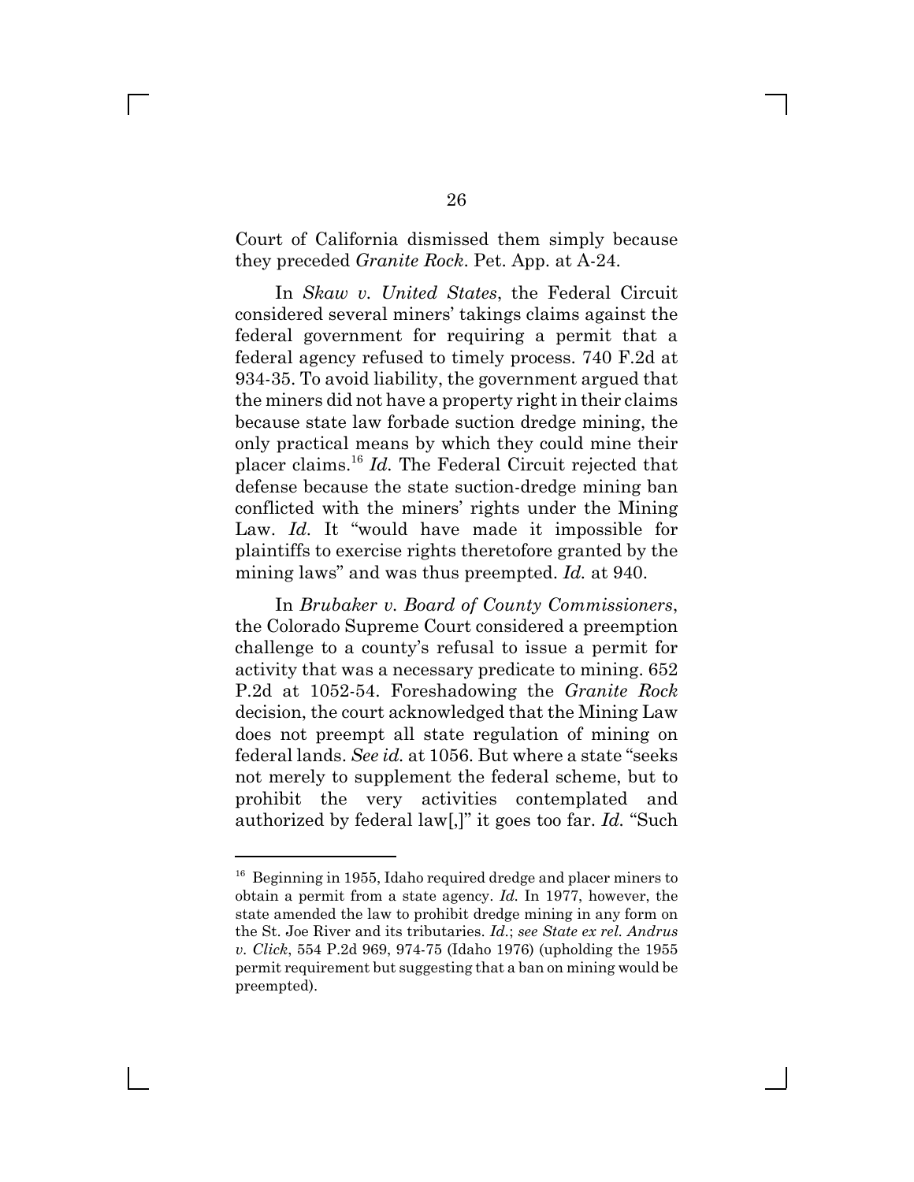Court of California dismissed them simply because they preceded *Granite Rock*. Pet. App. at A-24.

In *Skaw v. United States*, the Federal Circuit considered several miners' takings claims against the federal government for requiring a permit that a federal agency refused to timely process. 740 F.2d at 934-35. To avoid liability, the government argued that the miners did not have a property right in their claims because state law forbade suction dredge mining, the only practical means by which they could mine their placer claims.[16] *Id.* The Federal Circuit rejected that defense because the state suction-dredge mining ban conflicted with the miners' rights under the Mining Law. *Id.* It "would have made it impossible for plaintiffs to exercise rights theretofore granted by the mining laws" and was thus preempted. *Id.* at 940.

In *Brubaker v. Board of County Commissioners*, the Colorado Supreme Court considered a preemption challenge to a county's refusal to issue a permit for activity that was a necessary predicate to mining. 652 P.2d at 1052-54. Foreshadowing the *Granite Rock* decision, the court acknowledged that the Mining Law does not preempt all state regulation of mining on federal lands. *See id.* at 1056. But where a state "seeks not merely to supplement the federal scheme, but to prohibit the very activities contemplated and authorized by federal law[,]" it goes too far. *Id.* "Such

---

[16] Beginning in 1955, Idaho required dredge and placer miners to obtain a permit from a state agency. *Id.* In 1977, however, the state amended the law to prohibit dredge mining in any form on the St. Joe River and its tributaries. *Id.*; *see State ex rel. Andrus v. Click*, 554 P.2d 969, 974-75 (Idaho 1976) (upholding the 1955 permit requirement but suggesting that a ban on mining would be preempted).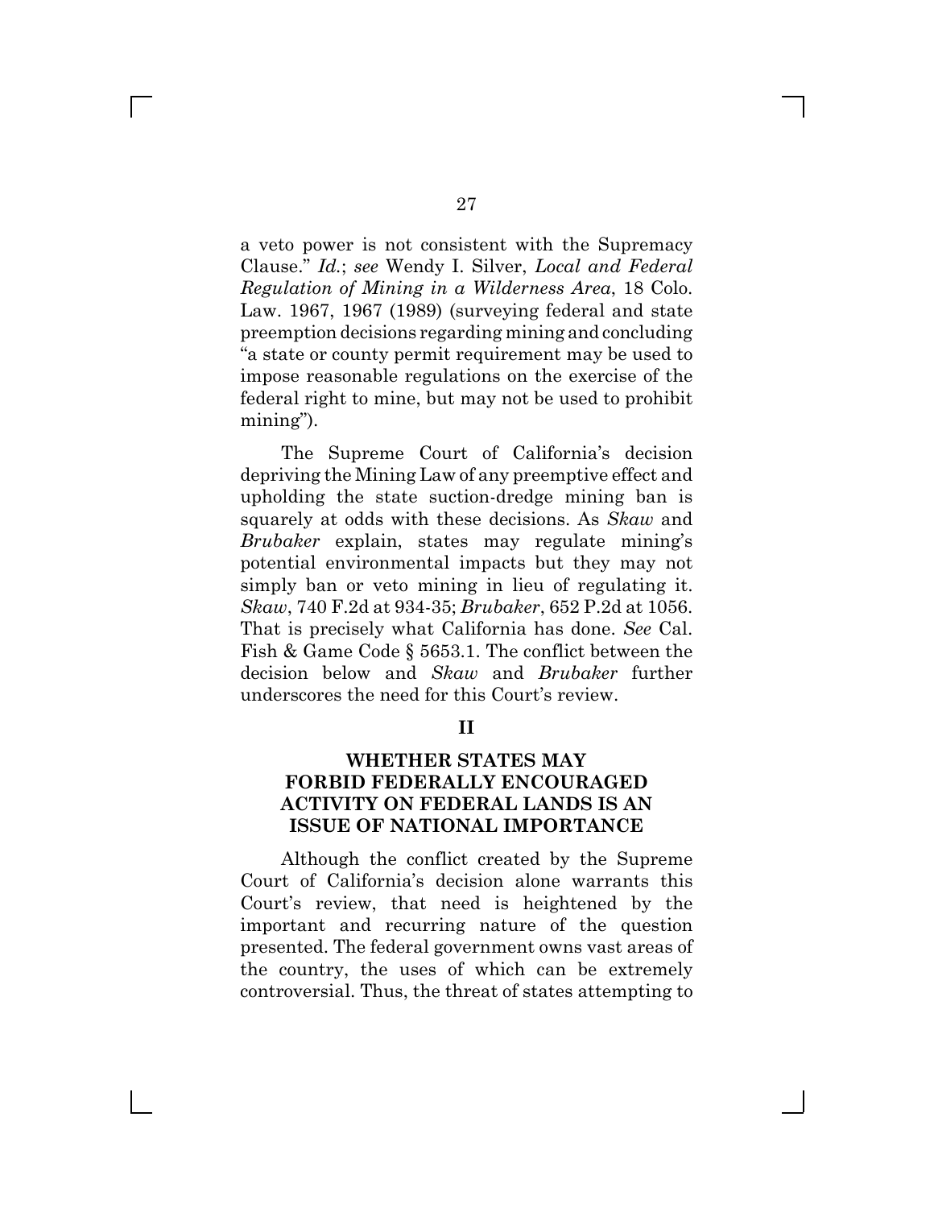a veto power is not consistent with the Supremacy Clause." *Id.*; *see* Wendy I. Silver, *Local and Federal Regulation of Mining in a Wilderness Area*, 18 Colo. Law. 1967, 1967 (1989) (surveying federal and state preemption decisions regarding mining and concluding "a state or county permit requirement may be used to impose reasonable regulations on the exercise of the federal right to mine, but may not be used to prohibit mining").

The Supreme Court of California's decision depriving the Mining Law of any preemptive effect and upholding the state suction-dredge mining ban is squarely at odds with these decisions. As *Skaw* and *Brubaker* explain, states may regulate mining's potential environmental impacts but they may not simply ban or veto mining in lieu of regulating it. *Skaw*, 740 F.2d at 934-35; *Brubaker*, 652 P.2d at 1056. That is precisely what California has done. *See* Cal. Fish & Game Code § 5653.1. The conflict between the decision below and *Skaw* and *Brubaker* further underscores the need for this Court's review.

## II

## WHETHER STATES MAY FORBID FEDERALLY ENCOURAGED ACTIVITY ON FEDERAL LANDS IS AN ISSUE OF NATIONAL IMPORTANCE

Although the conflict created by the Supreme Court of California's decision alone warrants this Court's review, that need is heightened by the important and recurring nature of the question presented. The federal government owns vast areas of the country, the uses of which can be extremely controversial. Thus, the threat of states attempting to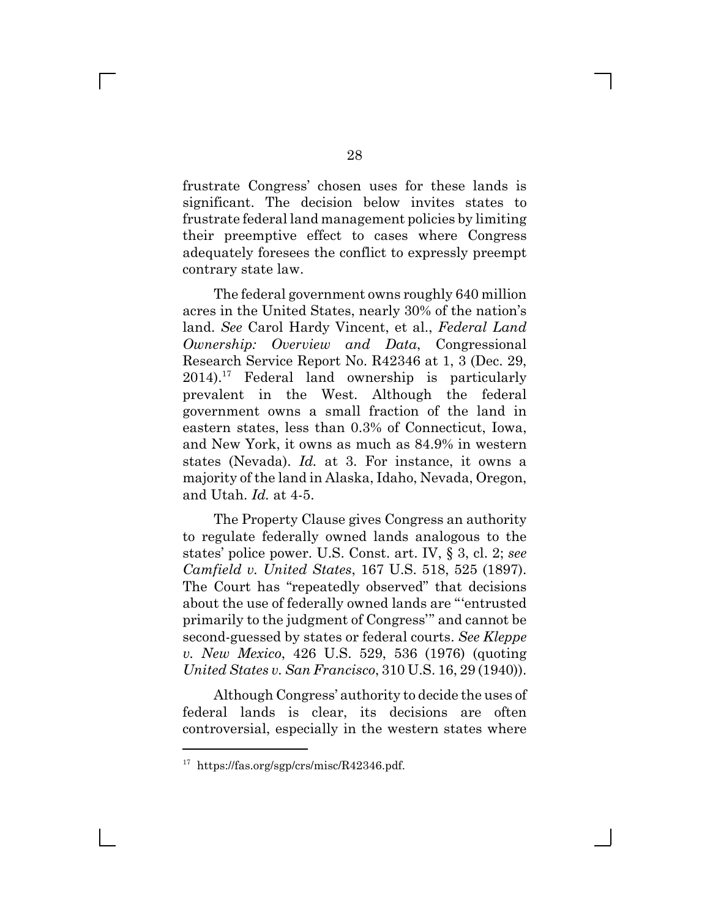frustrate Congress' chosen uses for these lands is significant. The decision below invites states to frustrate federal land management policies by limiting their preemptive effect to cases where Congress adequately foresees the conflict to expressly preempt contrary state law.

The federal government owns roughly 640 million acres in the United States, nearly 30% of the nation's land. *See* Carol Hardy Vincent, et al., *Federal Land Ownership: Overview and Data*, Congressional Research Service Report No. R42346 at 1, 3 (Dec. 29, 2014).[17] Federal land ownership is particularly prevalent in the West. Although the federal government owns a small fraction of the land in eastern states, less than 0.3% of Connecticut, Iowa, and New York, it owns as much as 84.9% in western states (Nevada). *Id.* at 3. For instance, it owns a majority of the land in Alaska, Idaho, Nevada, Oregon, and Utah. *Id.* at 4-5.

The Property Clause gives Congress an authority to regulate federally owned lands analogous to the states' police power. U.S. Const. art. IV, § 3, cl. 2; *see Camfield v. United States*, 167 U.S. 518, 525 (1897). The Court has "repeatedly observed" that decisions about the use of federally owned lands are "'entrusted primarily to the judgment of Congress'" and cannot be second-guessed by states or federal courts. *See Kleppe v. New Mexico*, 426 U.S. 529, 536 (1976) (quoting *United States v. San Francisco*, 310 U.S. 16, 29 (1940)).

Although Congress' authority to decide the uses of federal lands is clear, its decisions are often controversial, especially in the western states where

---

[17] https://fas.org/sgp/crs/misc/R42346.pdf.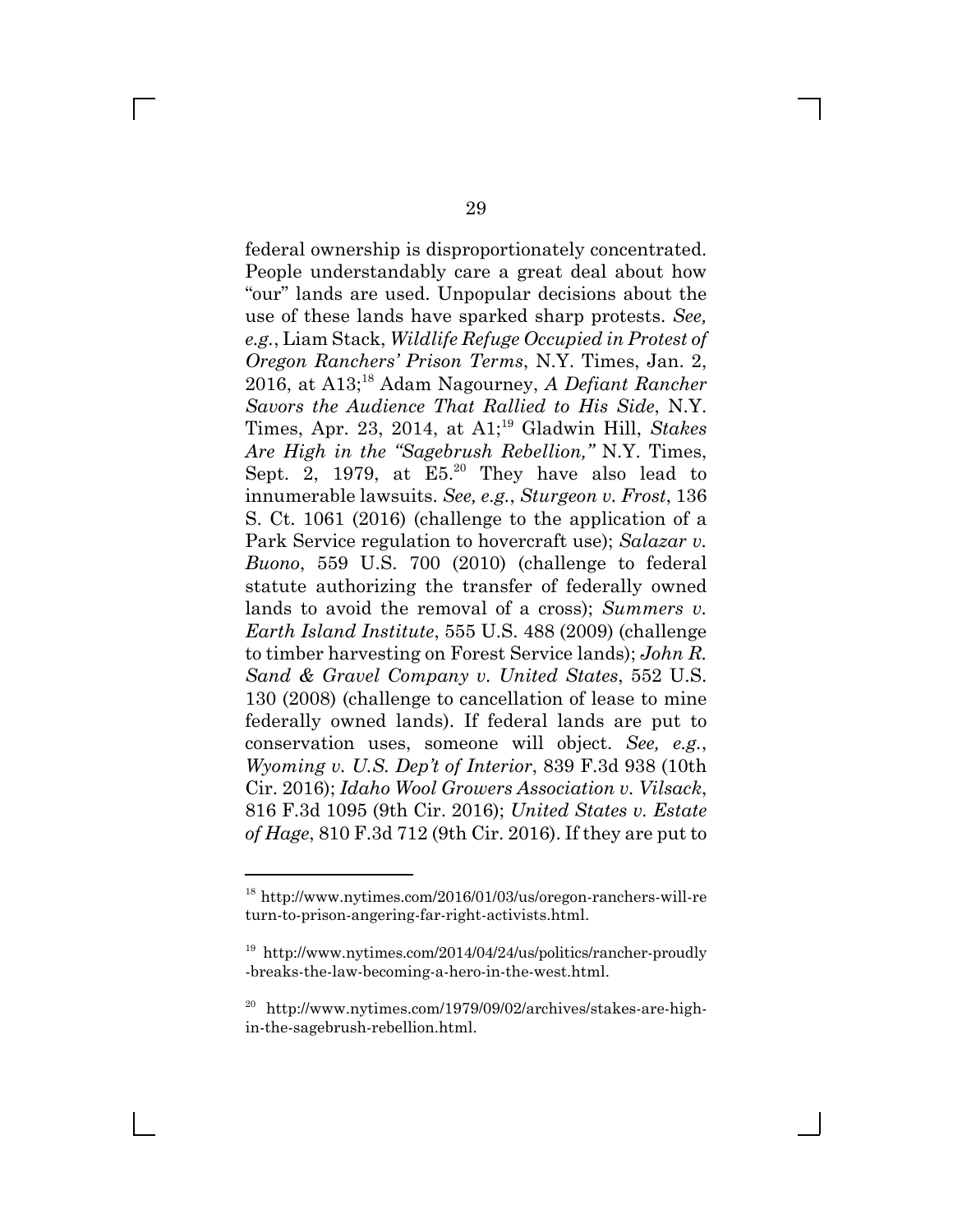federal ownership is disproportionately concentrated. People understandably care a great deal about how "our" lands are used. Unpopular decisions about the use of these lands have sparked sharp protests. *See, e.g.*, Liam Stack, *Wildlife Refuge Occupied in Protest of Oregon Ranchers' Prison Terms*, N.Y. Times, Jan. 2, 2016, at A13;[18] Adam Nagourney, *A Defiant Rancher Savors the Audience That Rallied to His Side*, N.Y. Times, Apr. 23, 2014, at A1;[19] Gladwin Hill, *Stakes Are High in the "Sagebrush Rebellion,"* N.Y. Times, Sept. 2, 1979, at E5.[20] They have also lead to innumerable lawsuits. *See, e.g.*, *Sturgeon v. Frost*, 136 S. Ct. 1061 (2016) (challenge to the application of a Park Service regulation to hovercraft use); *Salazar v. Buono*, 559 U.S. 700 (2010) (challenge to federal statute authorizing the transfer of federally owned lands to avoid the removal of a cross); *Summers v. Earth Island Institute*, 555 U.S. 488 (2009) (challenge to timber harvesting on Forest Service lands); *John R. Sand & Gravel Company v. United States*, 552 U.S. 130 (2008) (challenge to cancellation of lease to mine federally owned lands). If federal lands are put to conservation uses, someone will object. *See, e.g.*, *Wyoming v. U.S. Dep't of Interior*, 839 F.3d 938 (10th Cir. 2016); *Idaho Wool Growers Association v. Vilsack*, 816 F.3d 1095 (9th Cir. 2016); *United States v. Estate of Hage*, 810 F.3d 712 (9th Cir. 2016). If they are put to

---

[18] http://www.nytimes.com/2016/01/03/us/oregon-ranchers-will-return-to-prison-angering-far-right-activists.html.

[19] http://www.nytimes.com/2014/04/24/us/politics/rancher-proudly-breaks-the-law-becoming-a-hero-in-the-west.html.

[20] http://www.nytimes.com/1979/09/02/archives/stakes-are-high-in-the-sagebrush-rebellion.html.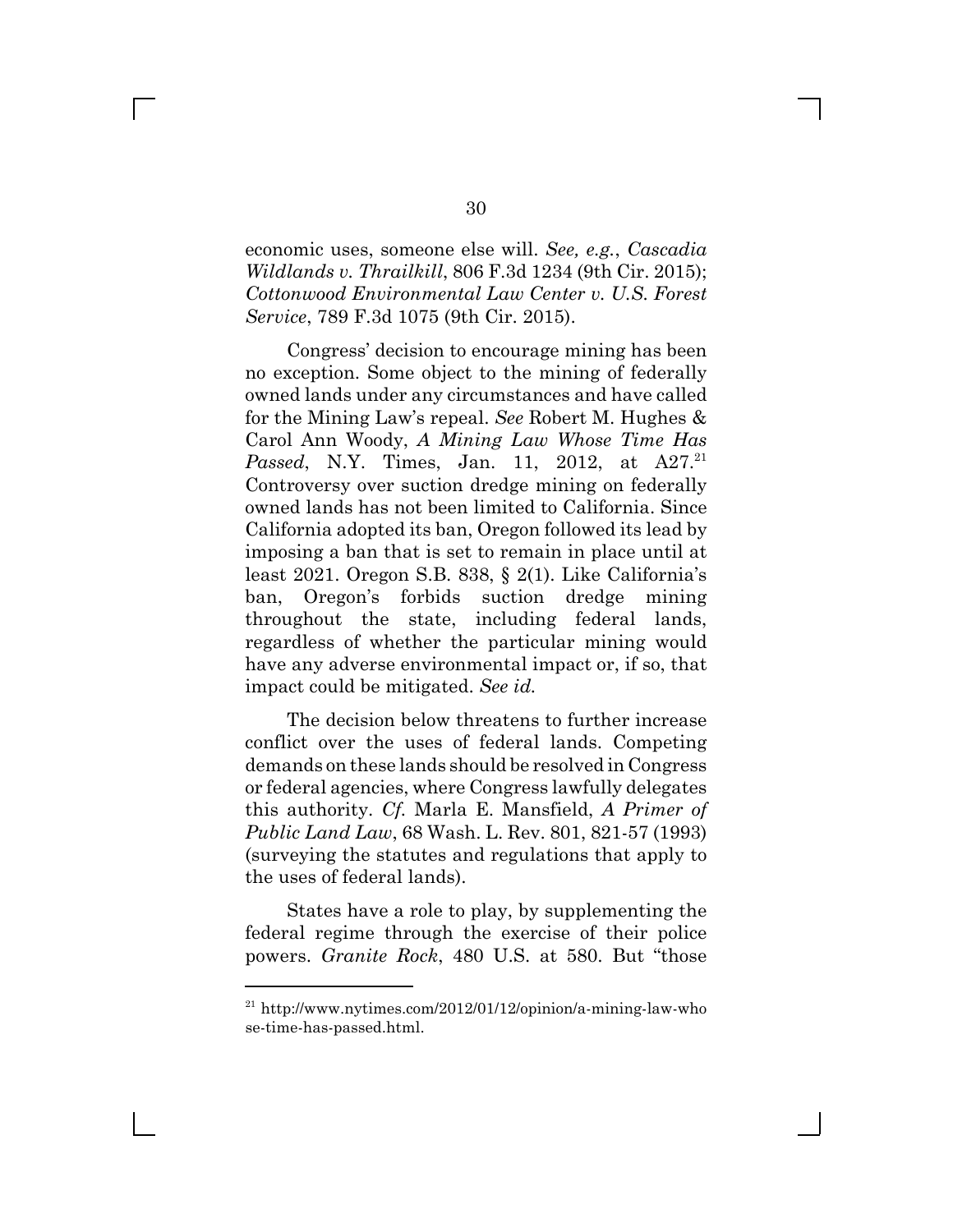economic uses, someone else will. *See, e.g.*, *Cascadia Wildlands v. Thrailkill*, 806 F.3d 1234 (9th Cir. 2015); *Cottonwood Environmental Law Center v. U.S. Forest Service*, 789 F.3d 1075 (9th Cir. 2015).

Congress' decision to encourage mining has been no exception. Some object to the mining of federally owned lands under any circumstances and have called for the Mining Law's repeal. *See* Robert M. Hughes & Carol Ann Woody, *A Mining Law Whose Time Has Passed*, N.Y. Times, Jan. 11, 2012, at A27.[21] Controversy over suction dredge mining on federally owned lands has not been limited to California. Since California adopted its ban, Oregon followed its lead by imposing a ban that is set to remain in place until at least 2021. Oregon S.B. 838, § 2(1). Like California's ban, Oregon's forbids suction dredge mining throughout the state, including federal lands, regardless of whether the particular mining would have any adverse environmental impact or, if so, that impact could be mitigated. *See id.*

The decision below threatens to further increase conflict over the uses of federal lands. Competing demands on these lands should be resolved in Congress or federal agencies, where Congress lawfully delegates this authority. *Cf.* Marla E. Mansfield, *A Primer of Public Land Law*, 68 Wash. L. Rev. 801, 821-57 (1993) (surveying the statutes and regulations that apply to the uses of federal lands).

States have a role to play, by supplementing the federal regime through the exercise of their police powers. *Granite Rock*, 480 U.S. at 580. But "those

---

[21] http://www.nytimes.com/2012/01/12/opinion/a-mining-law-whose-time-has-passed.html.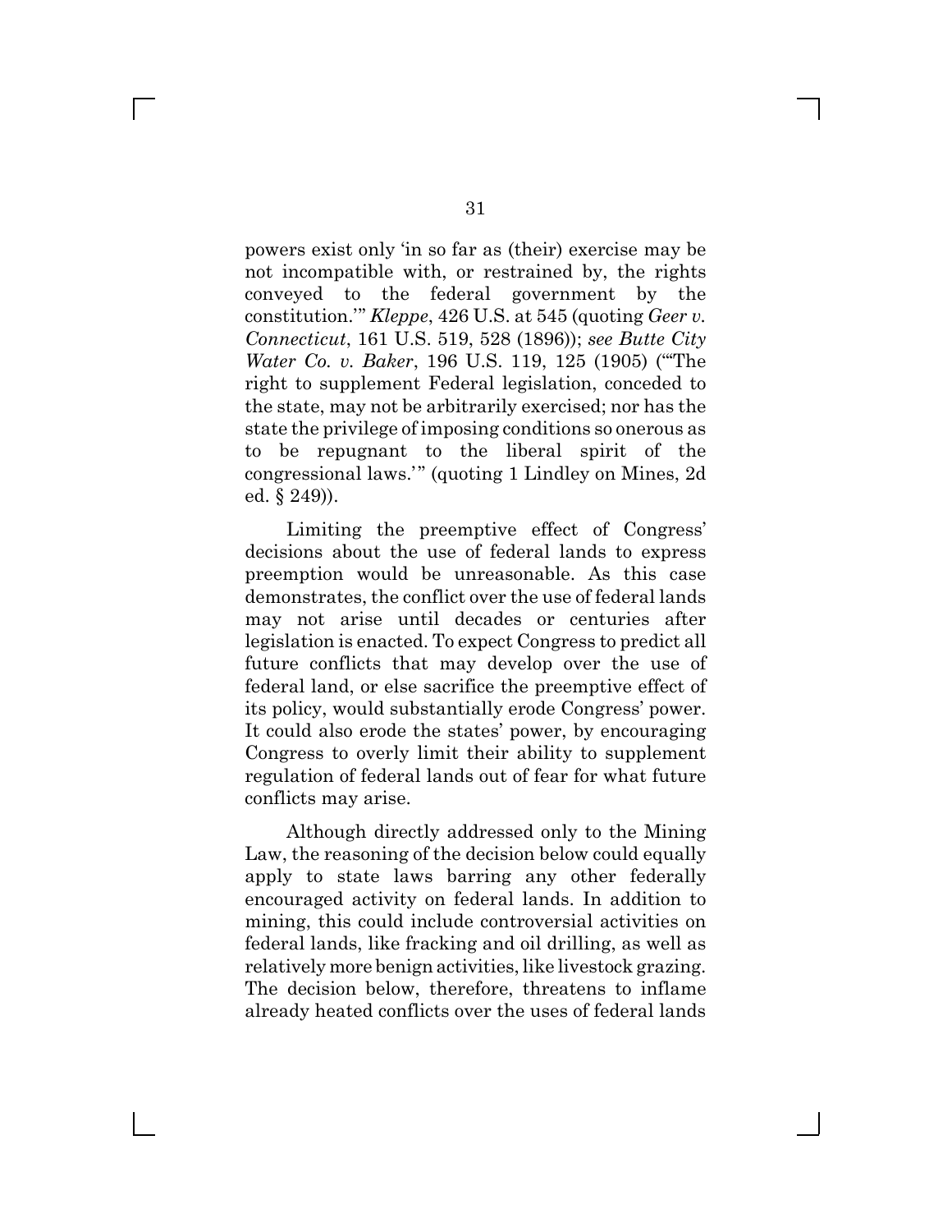powers exist only 'in so far as (their) exercise may be not incompatible with, or restrained by, the rights conveyed to the federal government by the constitution.'" *Kleppe*, 426 U.S. at 545 (quoting *Geer v. Connecticut*, 161 U.S. 519, 528 (1896)); *see Butte City Water Co. v. Baker*, 196 U.S. 119, 125 (1905) ("'The right to supplement Federal legislation, conceded to the state, may not be arbitrarily exercised; nor has the state the privilege of imposing conditions so onerous as to be repugnant to the liberal spirit of the congressional laws.'" (quoting 1 Lindley on Mines, 2d ed. § 249)).

Limiting the preemptive effect of Congress' decisions about the use of federal lands to express preemption would be unreasonable. As this case demonstrates, the conflict over the use of federal lands may not arise until decades or centuries after legislation is enacted. To expect Congress to predict all future conflicts that may develop over the use of federal land, or else sacrifice the preemptive effect of its policy, would substantially erode Congress' power. It could also erode the states' power, by encouraging Congress to overly limit their ability to supplement regulation of federal lands out of fear for what future conflicts may arise.

Although directly addressed only to the Mining Law, the reasoning of the decision below could equally apply to state laws barring any other federally encouraged activity on federal lands. In addition to mining, this could include controversial activities on federal lands, like fracking and oil drilling, as well as relatively more benign activities, like livestock grazing. The decision below, therefore, threatens to inflame already heated conflicts over the uses of federal lands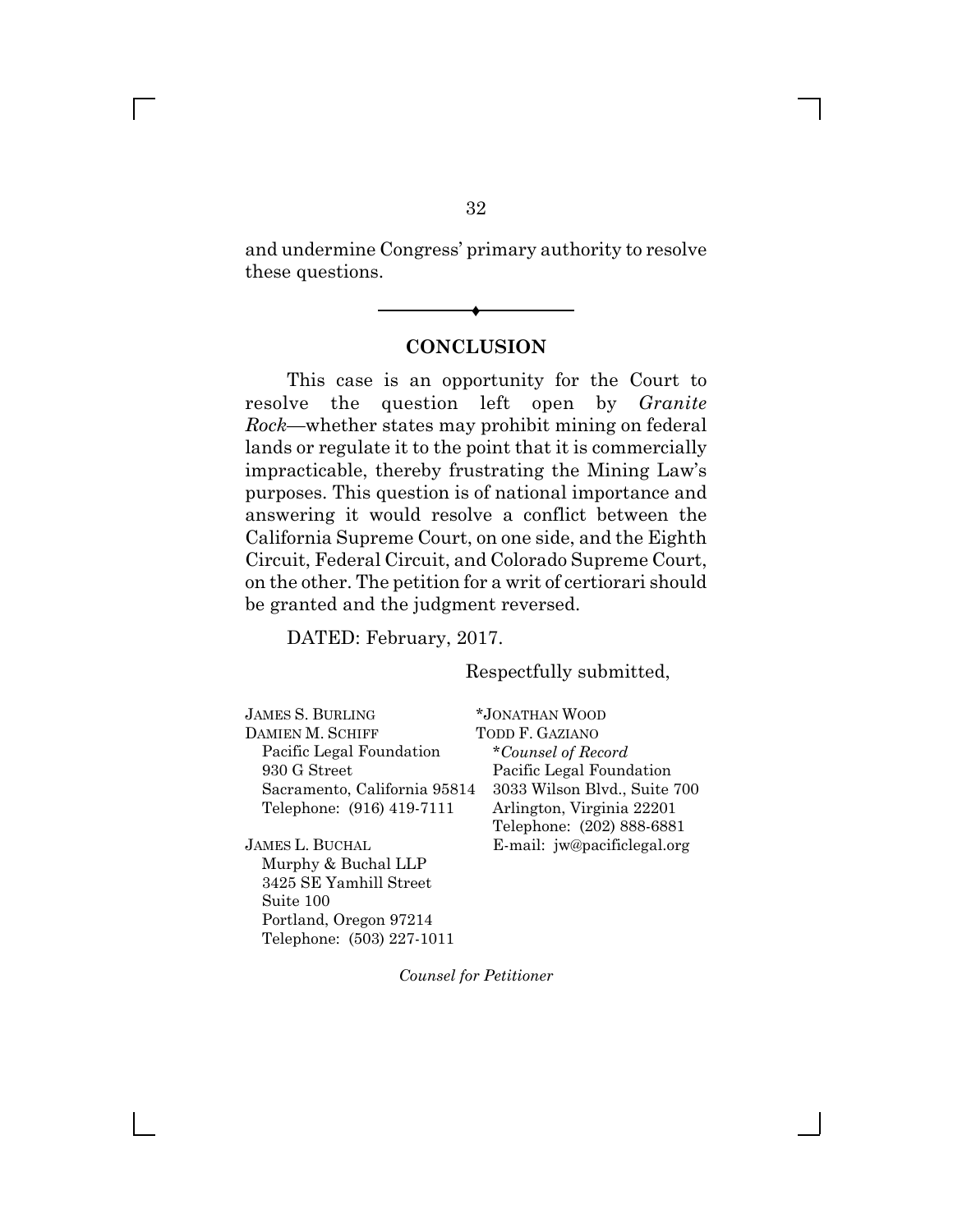and undermine Congress' primary authority to resolve these questions.

## CONCLUSION

This case is an opportunity for the Court to resolve the question left open by *Granite Rock*—whether states may prohibit mining on federal lands or regulate it to the point that it is commercially impracticable, thereby frustrating the Mining Law's purposes. This question is of national importance and answering it would resolve a conflict between the California Supreme Court, on one side, and the Eighth Circuit, Federal Circuit, and Colorado Supreme Court, on the other. The petition for a writ of certiorari should be granted and the judgment reversed.

DATED: February, 2017.

Respectfully submitted,

JAMES S. BURLING
DAMIEN M. SCHIFF
Pacific Legal Foundation
930 G Street
Sacramento, California 95814
Telephone: (916) 419-7111

JAMES L. BUCHAL
Murphy & Buchal LLP
3425 SE Yamhill Street
Suite 100
Portland, Oregon 97214
Telephone: (503) 227-1011

*JONATHAN WOOD
TODD F. GAZIANO
**Counsel of Record*
Pacific Legal Foundation
3033 Wilson Blvd., Suite 700
Arlington, Virginia 22201
Telephone: (202) 888-6881
E-mail: jw@pacificlegal.org

*Counsel for Petitioner*